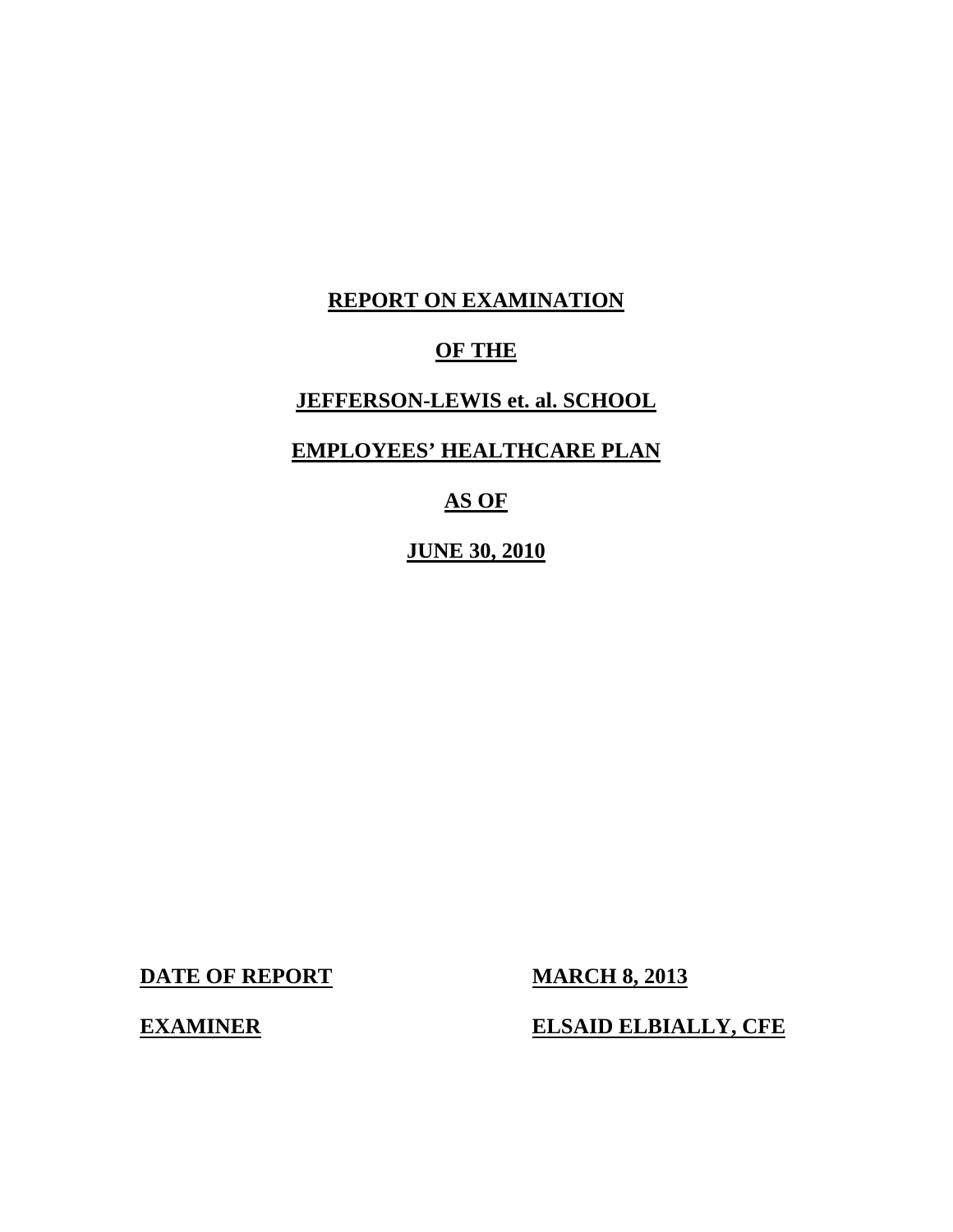# REPORT ON EXAMINATION

# OF THE

# JEFFERSON-LEWIS et. al. SCHOOL

# EMPLOYEES' HEALTHCARE PLAN

# AS OF

# JUNE 30, 2010

**DATE OF REPORT** **MARCH 8, 2013**

**EXAMINER** **ELSAID ELBIALLY, CFE**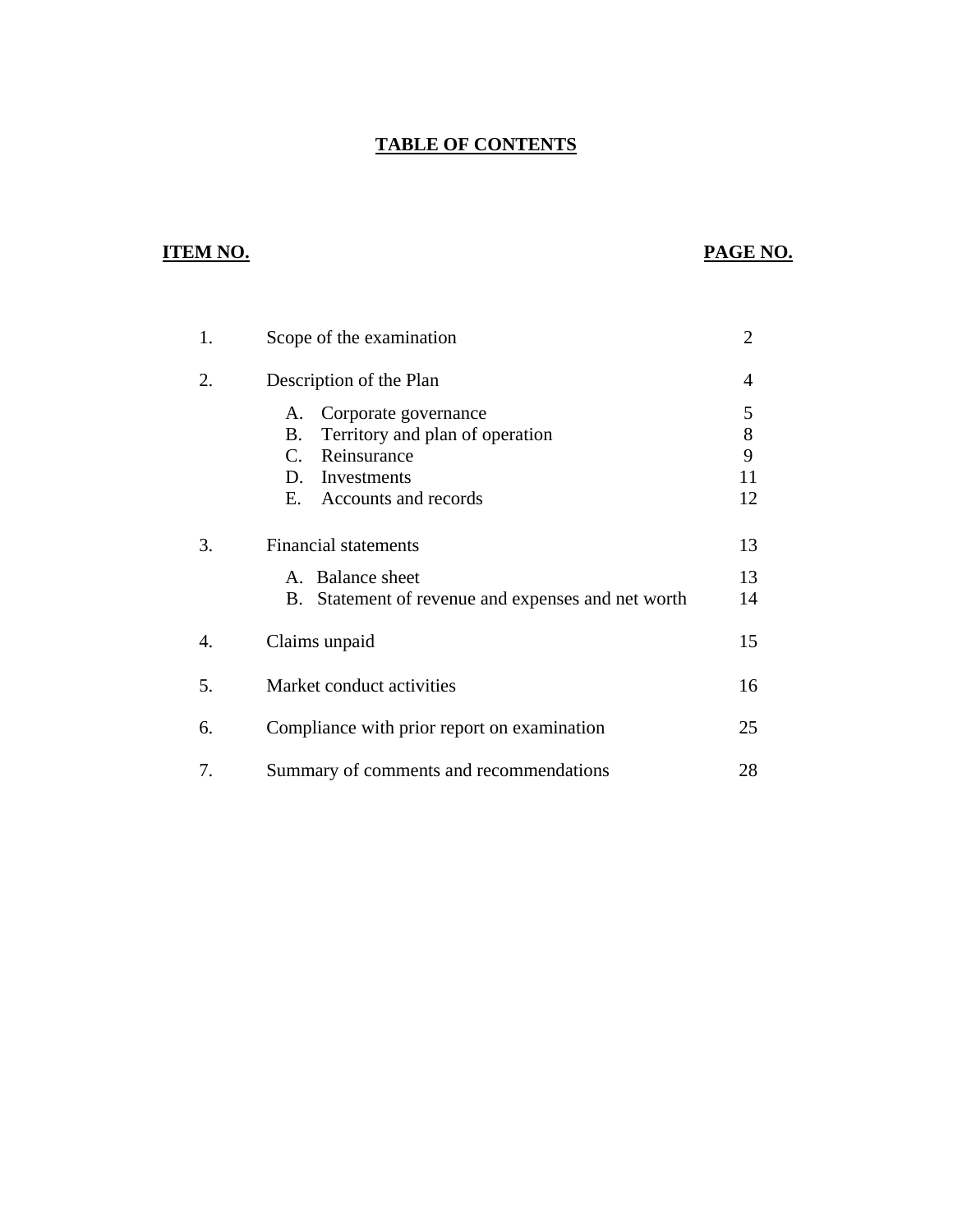# TABLE OF CONTENTS

| ITEM NO. | | PAGE NO. |
|---|---|---|
| 1. | Scope of the examination | 2 |
| 2. | Description of the Plan | 4 |
| | A. Corporate governance | 5 |
| | B. Territory and plan of operation | 8 |
| | C. Reinsurance | 9 |
| | D. Investments | 11 |
| | E. Accounts and records | 12 |
| 3. | Financial statements | 13 |
| | A. Balance sheet | 13 |
| | B. Statement of revenue and expenses and net worth | 14 |
| 4. | Claims unpaid | 15 |
| 5. | Market conduct activities | 16 |
| 6. | Compliance with prior report on examination | 25 |
| 7. | Summary of comments and recommendations | 28 |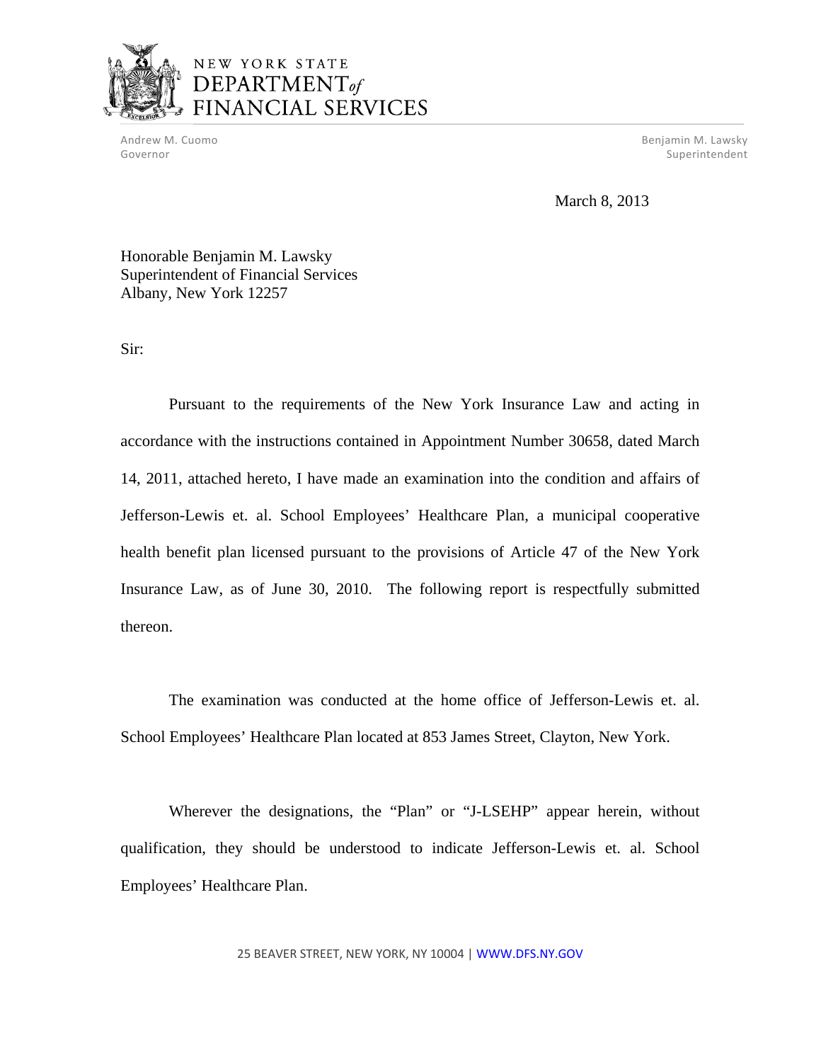# NEW YORK STATE DEPARTMENT of FINANCIAL SERVICES

Andrew M. Cuomo
Governor

Benjamin M. Lawsky
Superintendent

March 8, 2013

Honorable Benjamin M. Lawsky
Superintendent of Financial Services
Albany, New York 12257

Sir:

Pursuant to the requirements of the New York Insurance Law and acting in accordance with the instructions contained in Appointment Number 30658, dated March 14, 2011, attached hereto, I have made an examination into the condition and affairs of Jefferson-Lewis et. al. School Employees' Healthcare Plan, a municipal cooperative health benefit plan licensed pursuant to the provisions of Article 47 of the New York Insurance Law, as of June 30, 2010. The following report is respectfully submitted thereon.

The examination was conducted at the home office of Jefferson-Lewis et. al. School Employees' Healthcare Plan located at 853 James Street, Clayton, New York.

Wherever the designations, the "Plan" or "J-LSEHP" appear herein, without qualification, they should be understood to indicate Jefferson-Lewis et. al. School Employees' Healthcare Plan.

25 BEAVER STREET, NEW YORK, NY 10004 | WWW.DFS.NY.GOV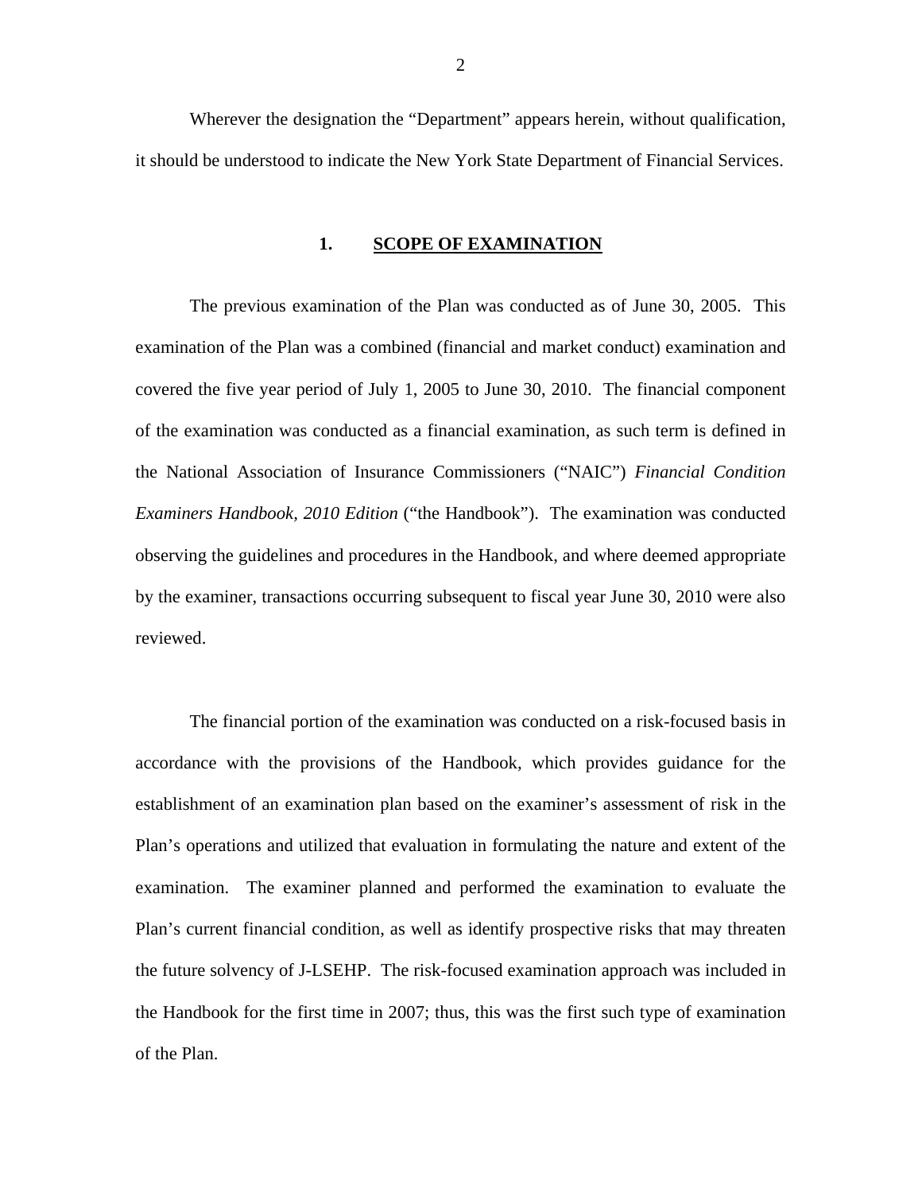Wherever the designation the "Department" appears herein, without qualification, it should be understood to indicate the New York State Department of Financial Services.

## 1. SCOPE OF EXAMINATION

The previous examination of the Plan was conducted as of June 30, 2005. This examination of the Plan was a combined (financial and market conduct) examination and covered the five year period of July 1, 2005 to June 30, 2010. The financial component of the examination was conducted as a financial examination, as such term is defined in the National Association of Insurance Commissioners ("NAIC") *Financial Condition Examiners Handbook, 2010 Edition* ("the Handbook"). The examination was conducted observing the guidelines and procedures in the Handbook, and where deemed appropriate by the examiner, transactions occurring subsequent to fiscal year June 30, 2010 were also reviewed.

The financial portion of the examination was conducted on a risk-focused basis in accordance with the provisions of the Handbook, which provides guidance for the establishment of an examination plan based on the examiner's assessment of risk in the Plan's operations and utilized that evaluation in formulating the nature and extent of the examination. The examiner planned and performed the examination to evaluate the Plan's current financial condition, as well as identify prospective risks that may threaten the future solvency of J-LSEHP. The risk-focused examination approach was included in the Handbook for the first time in 2007; thus, this was the first such type of examination of the Plan.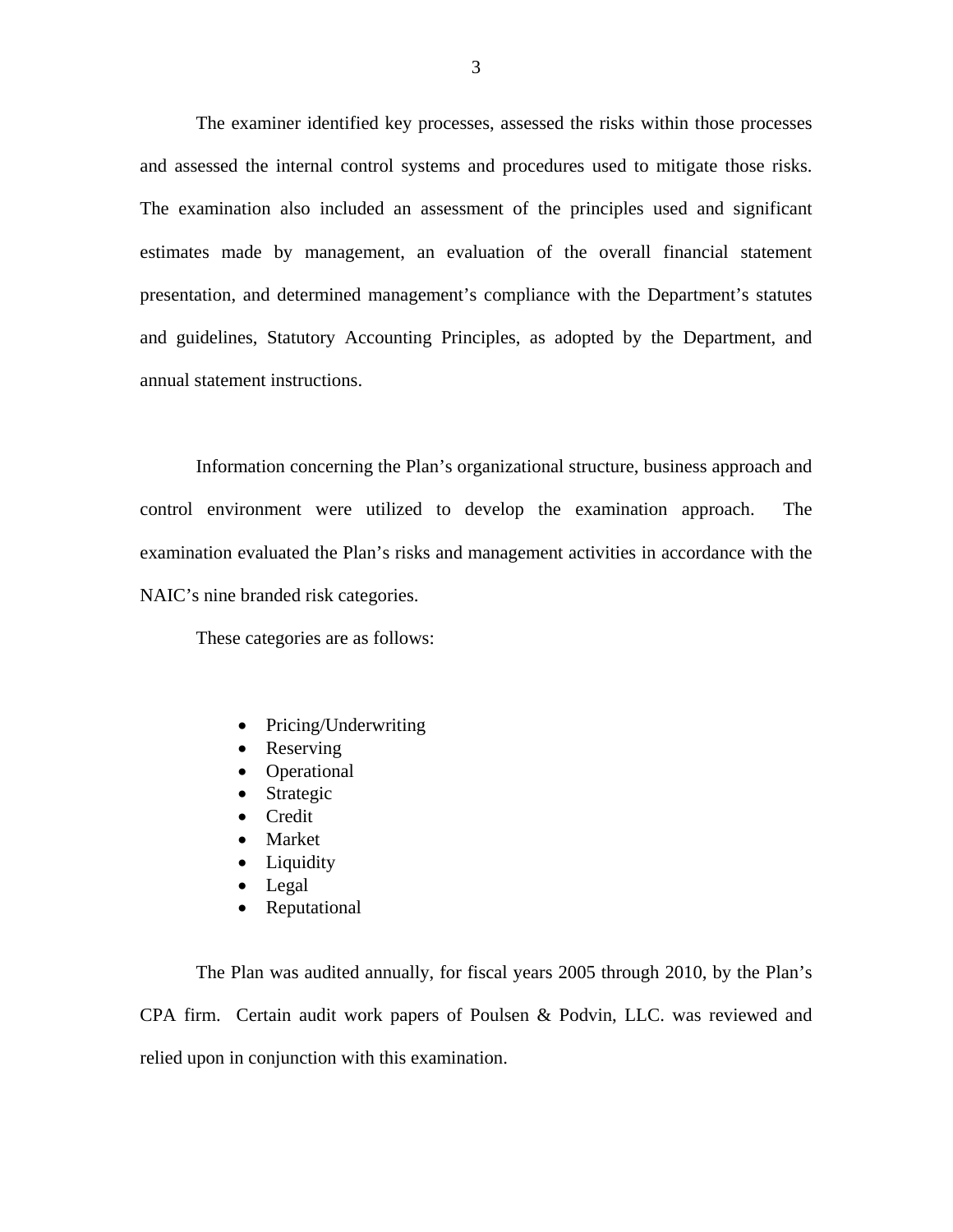The examiner identified key processes, assessed the risks within those processes and assessed the internal control systems and procedures used to mitigate those risks. The examination also included an assessment of the principles used and significant estimates made by management, an evaluation of the overall financial statement presentation, and determined management's compliance with the Department's statutes and guidelines, Statutory Accounting Principles, as adopted by the Department, and annual statement instructions.

Information concerning the Plan's organizational structure, business approach and control environment were utilized to develop the examination approach. The examination evaluated the Plan's risks and management activities in accordance with the NAIC's nine branded risk categories.

These categories are as follows:

- Pricing/Underwriting
- Reserving
- Operational
- Strategic
- Credit
- Market
- Liquidity
- Legal
- Reputational

The Plan was audited annually, for fiscal years 2005 through 2010, by the Plan's CPA firm. Certain audit work papers of Poulsen & Podvin, LLC. was reviewed and relied upon in conjunction with this examination.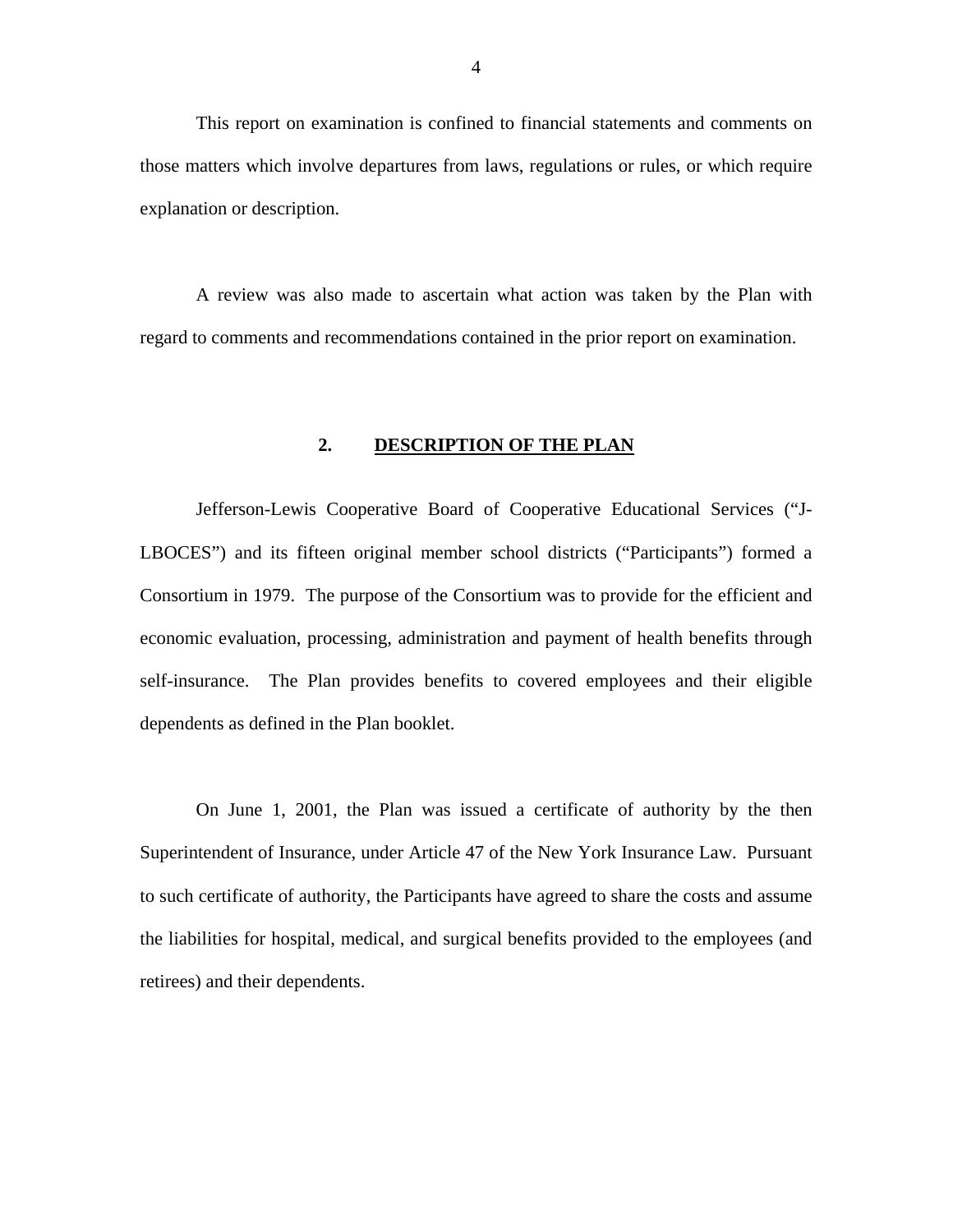This report on examination is confined to financial statements and comments on those matters which involve departures from laws, regulations or rules, or which require explanation or description.

A review was also made to ascertain what action was taken by the Plan with regard to comments and recommendations contained in the prior report on examination.

## 2. DESCRIPTION OF THE PLAN

Jefferson-Lewis Cooperative Board of Cooperative Educational Services ("J-LBOCES") and its fifteen original member school districts ("Participants") formed a Consortium in 1979. The purpose of the Consortium was to provide for the efficient and economic evaluation, processing, administration and payment of health benefits through self-insurance. The Plan provides benefits to covered employees and their eligible dependents as defined in the Plan booklet.

On June 1, 2001, the Plan was issued a certificate of authority by the then Superintendent of Insurance, under Article 47 of the New York Insurance Law. Pursuant to such certificate of authority, the Participants have agreed to share the costs and assume the liabilities for hospital, medical, and surgical benefits provided to the employees (and retirees) and their dependents.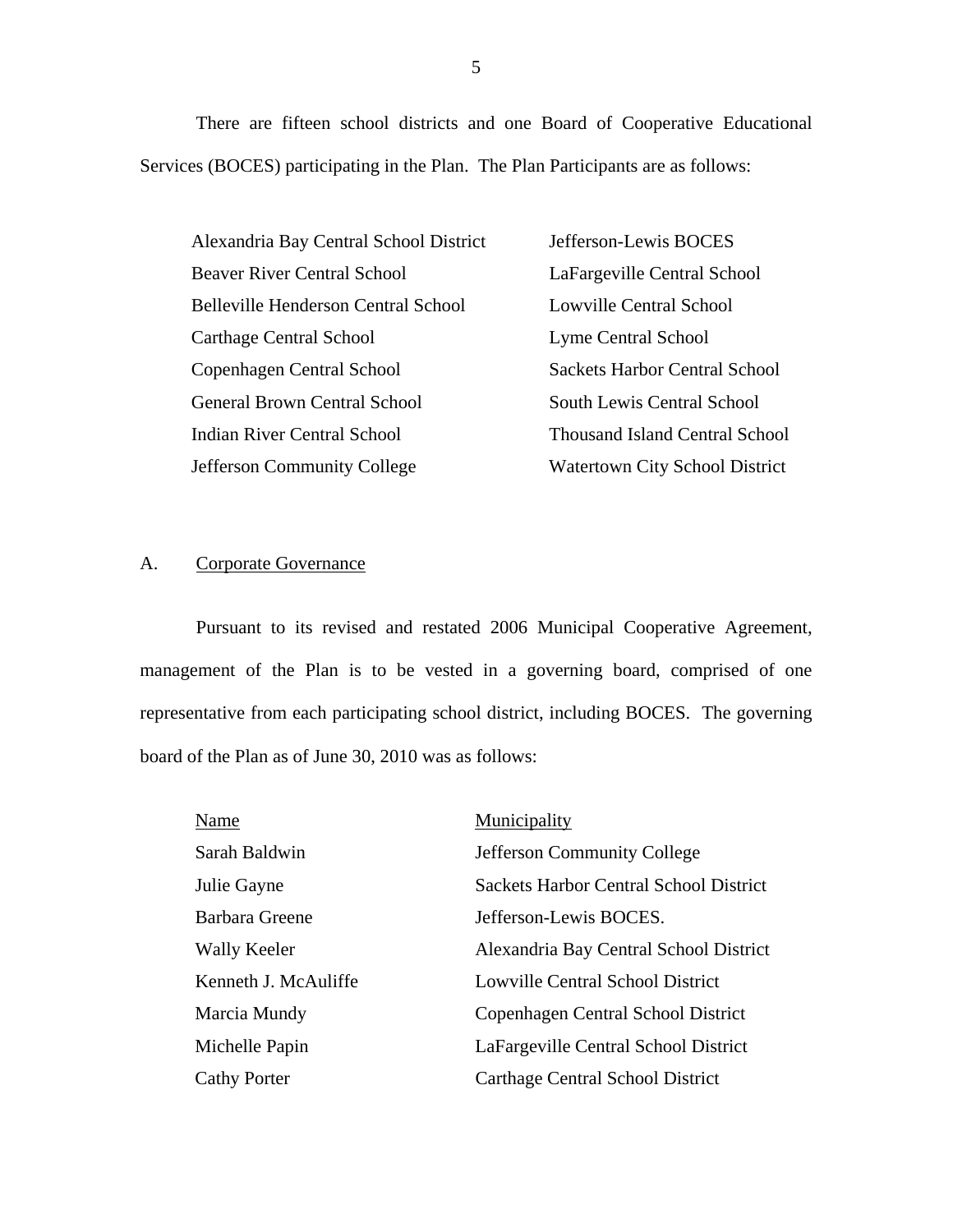There are fifteen school districts and one Board of Cooperative Educational Services (BOCES) participating in the Plan. The Plan Participants are as follows:

| | |
|---|---|
| Alexandria Bay Central School District | Jefferson-Lewis BOCES |
| Beaver River Central School | LaFargeville Central School |
| Belleville Henderson Central School | Lowville Central School |
| Carthage Central School | Lyme Central School |
| Copenhagen Central School | Sackets Harbor Central School |
| General Brown Central School | South Lewis Central School |
| Indian River Central School | Thousand Island Central School |
| Jefferson Community College | Watertown City School District |

## A. Corporate Governance

Pursuant to its revised and restated 2006 Municipal Cooperative Agreement, management of the Plan is to be vested in a governing board, comprised of one representative from each participating school district, including BOCES. The governing board of the Plan as of June 30, 2010 was as follows:

| Name | Municipality |
|---|---|
| Sarah Baldwin | Jefferson Community College |
| Julie Gayne | Sackets Harbor Central School District |
| Barbara Greene | Jefferson-Lewis BOCES. |
| Wally Keeler | Alexandria Bay Central School District |
| Kenneth J. McAuliffe | Lowville Central School District |
| Marcia Mundy | Copenhagen Central School District |
| Michelle Papin | LaFargeville Central School District |
| Cathy Porter | Carthage Central School District |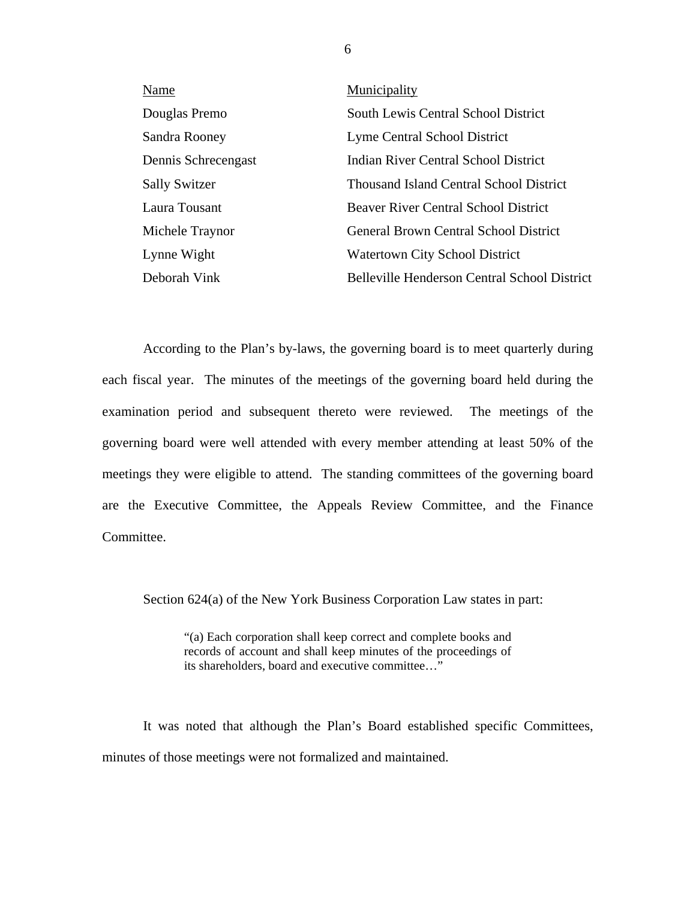| Name | Municipality |
| --- | --- |
| Douglas Premo | South Lewis Central School District |
| Sandra Rooney | Lyme Central School District |
| Dennis Schrecengast | Indian River Central School District |
| Sally Switzer | Thousand Island Central School District |
| Laura Tousant | Beaver River Central School District |
| Michele Traynor | General Brown Central School District |
| Lynne Wight | Watertown City School District |
| Deborah Vink | Belleville Henderson Central School District |

According to the Plan's by-laws, the governing board is to meet quarterly during each fiscal year. The minutes of the meetings of the governing board held during the examination period and subsequent thereto were reviewed. The meetings of the governing board were well attended with every member attending at least 50% of the meetings they were eligible to attend. The standing committees of the governing board are the Executive Committee, the Appeals Review Committee, and the Finance Committee.

Section 624(a) of the New York Business Corporation Law states in part:

> "(a) Each corporation shall keep correct and complete books and records of account and shall keep minutes of the proceedings of its shareholders, board and executive committee…"

It was noted that although the Plan's Board established specific Committees, minutes of those meetings were not formalized and maintained.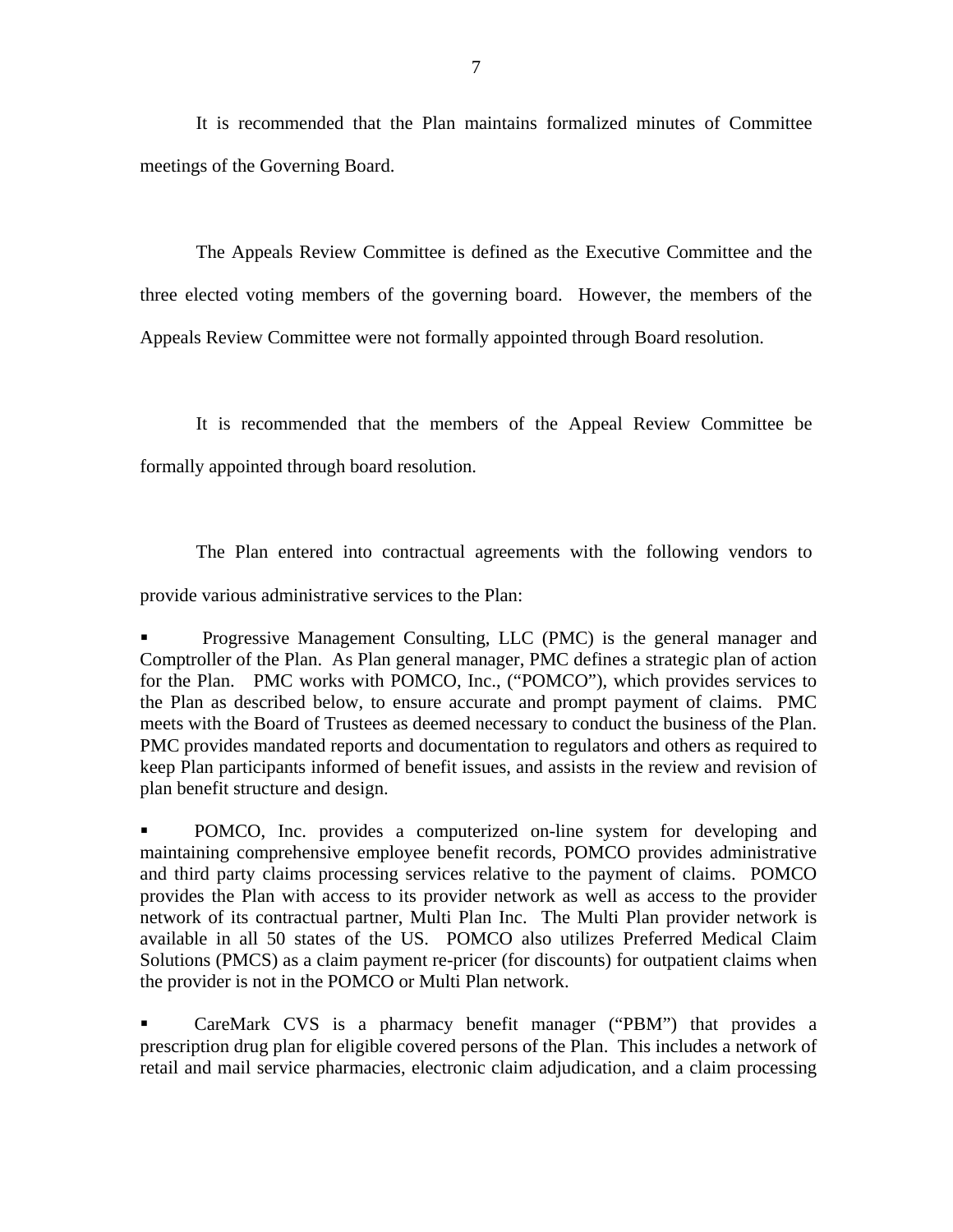It is recommended that the Plan maintains formalized minutes of Committee meetings of the Governing Board.

The Appeals Review Committee is defined as the Executive Committee and the three elected voting members of the governing board. However, the members of the Appeals Review Committee were not formally appointed through Board resolution.

It is recommended that the members of the Appeal Review Committee be formally appointed through board resolution.

The Plan entered into contractual agreements with the following vendors to provide various administrative services to the Plan:

- Progressive Management Consulting, LLC (PMC) is the general manager and Comptroller of the Plan. As Plan general manager, PMC defines a strategic plan of action for the Plan. PMC works with POMCO, Inc., ("POMCO"), which provides services to the Plan as described below, to ensure accurate and prompt payment of claims. PMC meets with the Board of Trustees as deemed necessary to conduct the business of the Plan. PMC provides mandated reports and documentation to regulators and others as required to keep Plan participants informed of benefit issues, and assists in the review and revision of plan benefit structure and design.

- POMCO, Inc. provides a computerized on-line system for developing and maintaining comprehensive employee benefit records, POMCO provides administrative and third party claims processing services relative to the payment of claims. POMCO provides the Plan with access to its provider network as well as access to the provider network of its contractual partner, Multi Plan Inc. The Multi Plan provider network is available in all 50 states of the US. POMCO also utilizes Preferred Medical Claim Solutions (PMCS) as a claim payment re-pricer (for discounts) for outpatient claims when the provider is not in the POMCO or Multi Plan network.

- CareMark CVS is a pharmacy benefit manager ("PBM") that provides a prescription drug plan for eligible covered persons of the Plan. This includes a network of retail and mail service pharmacies, electronic claim adjudication, and a claim processing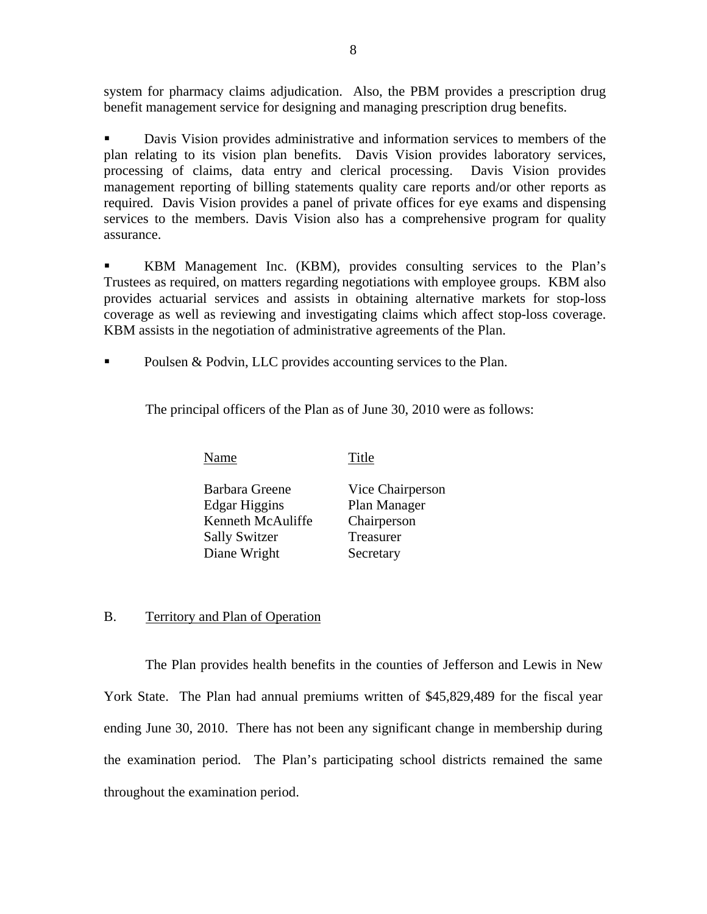system for pharmacy claims adjudication. Also, the PBM provides a prescription drug benefit management service for designing and managing prescription drug benefits.

- Davis Vision provides administrative and information services to members of the plan relating to its vision plan benefits. Davis Vision provides laboratory services, processing of claims, data entry and clerical processing. Davis Vision provides management reporting of billing statements quality care reports and/or other reports as required. Davis Vision provides a panel of private offices for eye exams and dispensing services to the members. Davis Vision also has a comprehensive program for quality assurance.

- KBM Management Inc. (KBM), provides consulting services to the Plan's Trustees as required, on matters regarding negotiations with employee groups. KBM also provides actuarial services and assists in obtaining alternative markets for stop-loss coverage as well as reviewing and investigating claims which affect stop-loss coverage. KBM assists in the negotiation of administrative agreements of the Plan.

- Poulsen & Podvin, LLC provides accounting services to the Plan.

The principal officers of the Plan as of June 30, 2010 were as follows:

| Name | Title |
|---|---|
| Barbara Greene | Vice Chairperson |
| Edgar Higgins | Plan Manager |
| Kenneth McAuliffe | Chairperson |
| Sally Switzer | Treasurer |
| Diane Wright | Secretary |

## B. Territory and Plan of Operation

The Plan provides health benefits in the counties of Jefferson and Lewis in New York State. The Plan had annual premiums written of $45,829,489 for the fiscal year ending June 30, 2010. There has not been any significant change in membership during the examination period. The Plan's participating school districts remained the same throughout the examination period.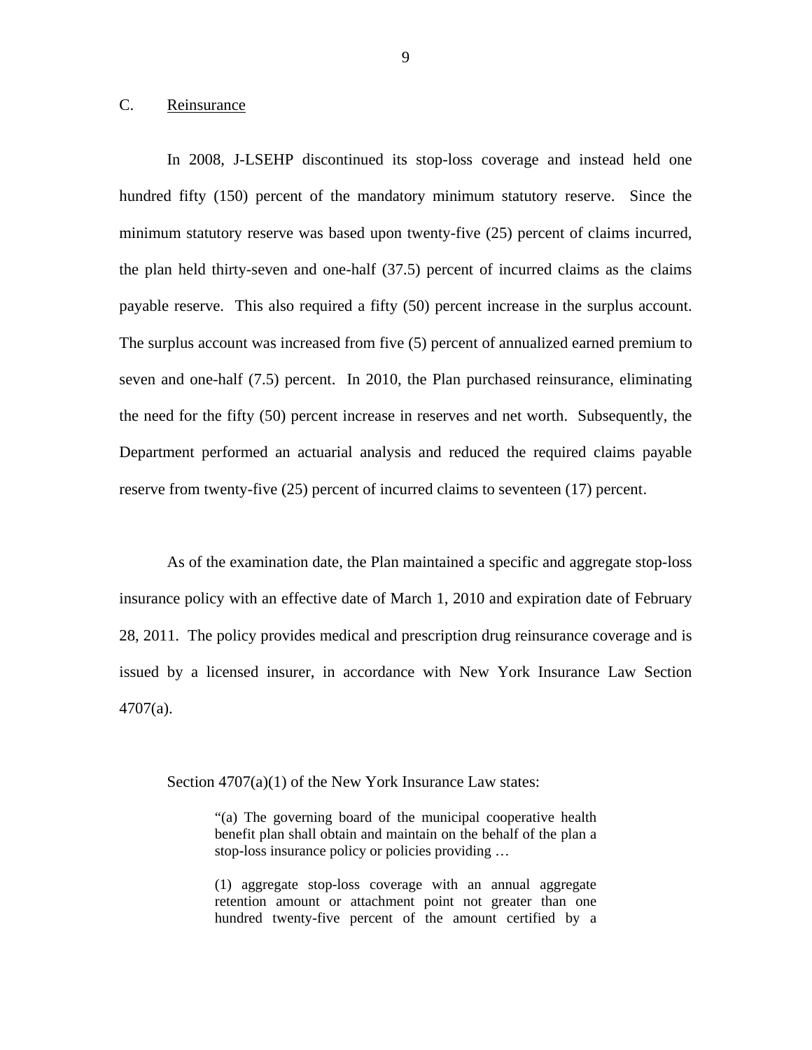## C. Reinsurance

In 2008, J-LSEHP discontinued its stop-loss coverage and instead held one hundred fifty (150) percent of the mandatory minimum statutory reserve. Since the minimum statutory reserve was based upon twenty-five (25) percent of claims incurred, the plan held thirty-seven and one-half (37.5) percent of incurred claims as the claims payable reserve. This also required a fifty (50) percent increase in the surplus account. The surplus account was increased from five (5) percent of annualized earned premium to seven and one-half (7.5) percent. In 2010, the Plan purchased reinsurance, eliminating the need for the fifty (50) percent increase in reserves and net worth. Subsequently, the Department performed an actuarial analysis and reduced the required claims payable reserve from twenty-five (25) percent of incurred claims to seventeen (17) percent.

As of the examination date, the Plan maintained a specific and aggregate stop-loss insurance policy with an effective date of March 1, 2010 and expiration date of February 28, 2011. The policy provides medical and prescription drug reinsurance coverage and is issued by a licensed insurer, in accordance with New York Insurance Law Section 4707(a).

Section 4707(a)(1) of the New York Insurance Law states:

> "(a) The governing board of the municipal cooperative health benefit plan shall obtain and maintain on the behalf of the plan a stop-loss insurance policy or policies providing …
>
> (1) aggregate stop-loss coverage with an annual aggregate retention amount or attachment point not greater than one hundred twenty-five percent of the amount certified by a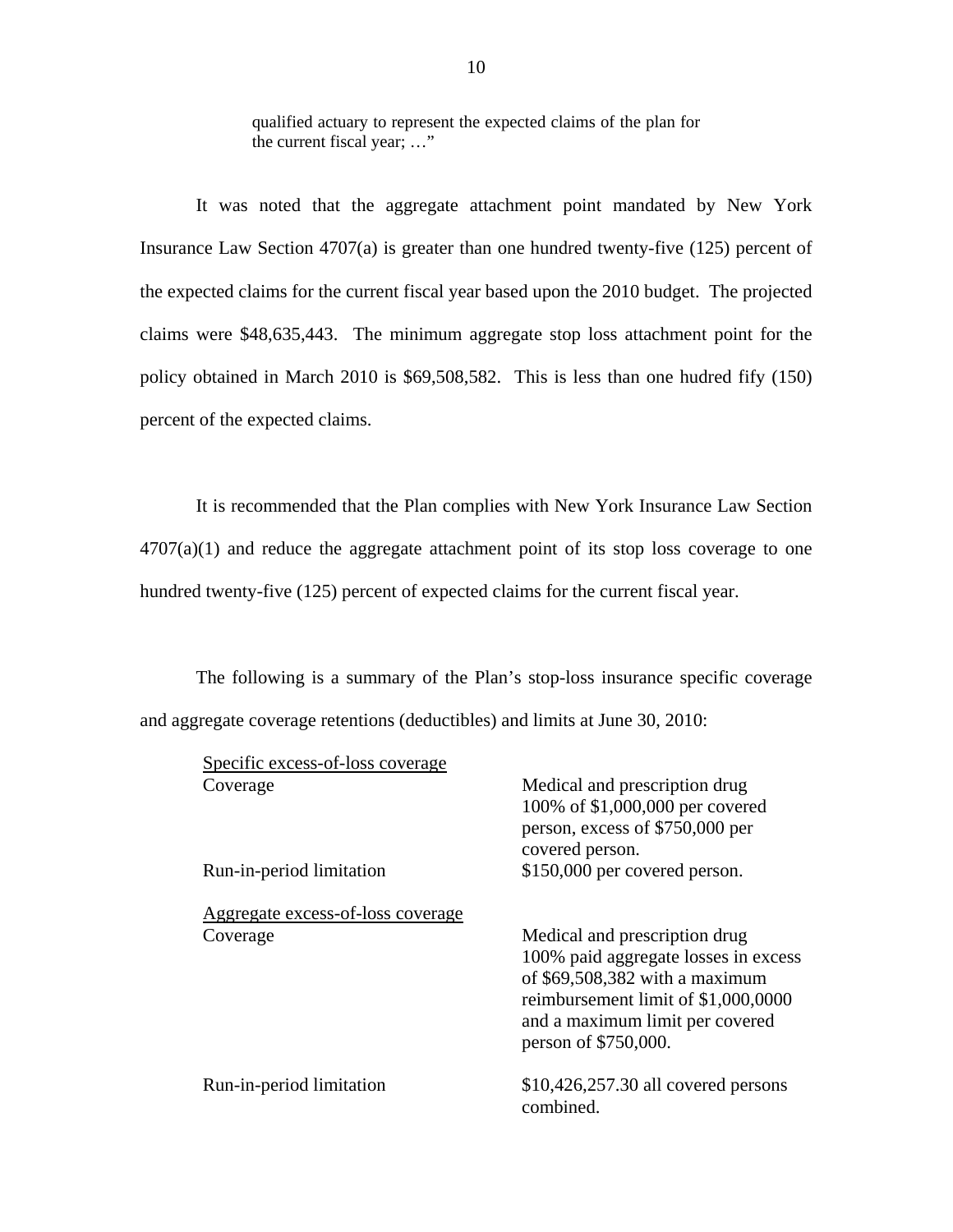> qualified actuary to represent the expected claims of the plan for the current fiscal year; …"

It was noted that the aggregate attachment point mandated by New York Insurance Law Section 4707(a) is greater than one hundred twenty-five (125) percent of the expected claims for the current fiscal year based upon the 2010 budget. The projected claims were $48,635,443. The minimum aggregate stop loss attachment point for the policy obtained in March 2010 is $69,508,582. This is less than one hudred fify (150) percent of the expected claims.

It is recommended that the Plan complies with New York Insurance Law Section 4707(a)(1) and reduce the aggregate attachment point of its stop loss coverage to one hundred twenty-five (125) percent of expected claims for the current fiscal year.

The following is a summary of the Plan's stop-loss insurance specific coverage and aggregate coverage retentions (deductibles) and limits at June 30, 2010:

| <u>Specific excess-of-loss coverage</u> | |
|---|---|
| Coverage | Medical and prescription drug 100% of $1,000,000 per covered person, excess of $750,000 per covered person. |
| Run-in-period limitation | $150,000 per covered person. |
| <u>Aggregate excess-of-loss coverage</u> | |
| Coverage | Medical and prescription drug 100% paid aggregate losses in excess of $69,508,382 with a maximum reimbursement limit of $1,000,0000 and a maximum limit per covered person of $750,000. |
| Run-in-period limitation | $10,426,257.30 all covered persons combined. |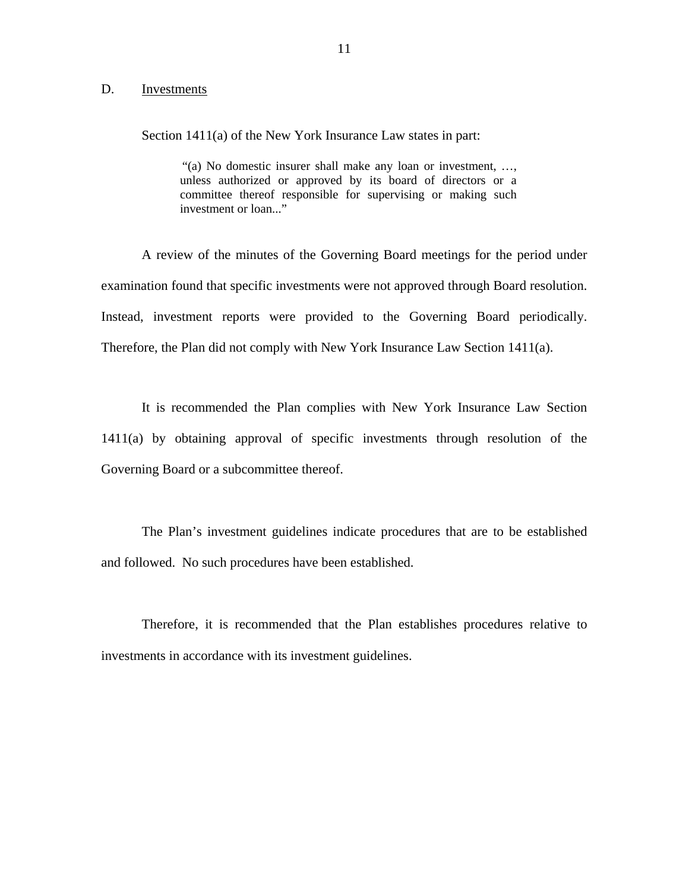## D. Investments

Section 1411(a) of the New York Insurance Law states in part:

> "(a) No domestic insurer shall make any loan or investment, …, unless authorized or approved by its board of directors or a committee thereof responsible for supervising or making such investment or loan..."

A review of the minutes of the Governing Board meetings for the period under examination found that specific investments were not approved through Board resolution. Instead, investment reports were provided to the Governing Board periodically. Therefore, the Plan did not comply with New York Insurance Law Section 1411(a).

It is recommended the Plan complies with New York Insurance Law Section 1411(a) by obtaining approval of specific investments through resolution of the Governing Board or a subcommittee thereof.

The Plan's investment guidelines indicate procedures that are to be established and followed. No such procedures have been established.

Therefore, it is recommended that the Plan establishes procedures relative to investments in accordance with its investment guidelines.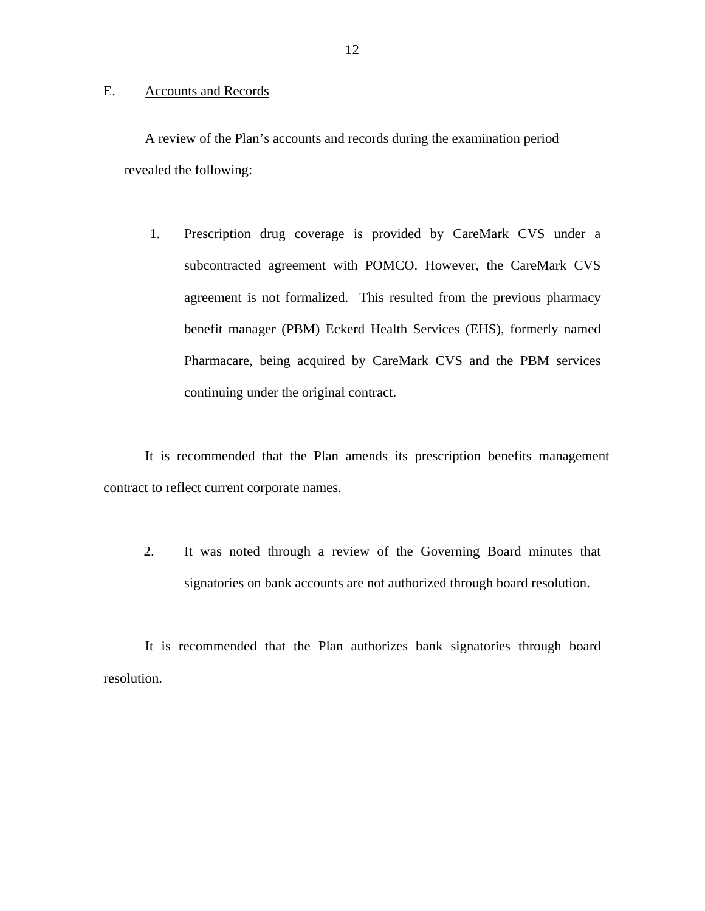## E. Accounts and Records

A review of the Plan's accounts and records during the examination period revealed the following:

1. Prescription drug coverage is provided by CareMark CVS under a subcontracted agreement with POMCO. However, the CareMark CVS agreement is not formalized. This resulted from the previous pharmacy benefit manager (PBM) Eckerd Health Services (EHS), formerly named Pharmacare, being acquired by CareMark CVS and the PBM services continuing under the original contract.

It is recommended that the Plan amends its prescription benefits management contract to reflect current corporate names.

2. It was noted through a review of the Governing Board minutes that signatories on bank accounts are not authorized through board resolution.

It is recommended that the Plan authorizes bank signatories through board resolution.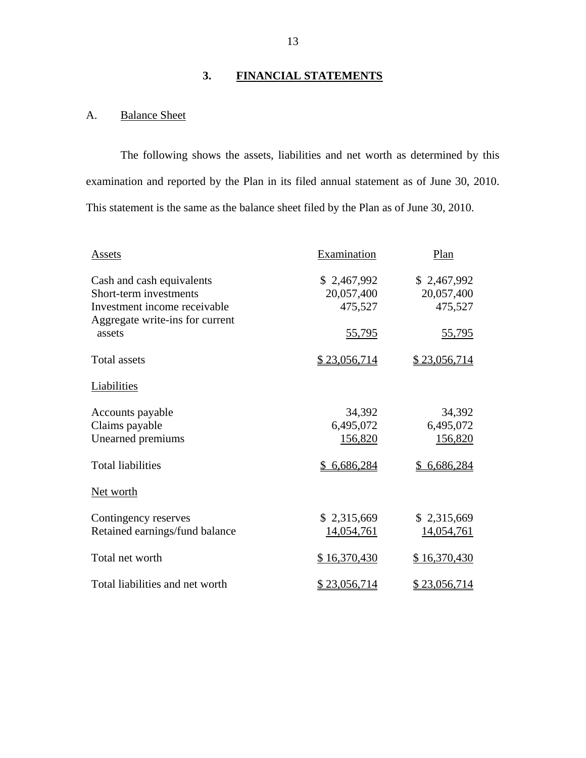## 3. FINANCIAL STATEMENTS

### A. Balance Sheet

The following shows the assets, liabilities and net worth as determined by this examination and reported by the Plan in its filed annual statement as of June 30, 2010. This statement is the same as the balance sheet filed by the Plan as of June 30, 2010.

| Assets | Examination | Plan |
|---|---|---|
| Cash and cash equivalents | $ 2,467,992 | $ 2,467,992 |
| Short-term investments | 20,057,400 | 20,057,400 |
| Investment income receivable | 475,527 | 475,527 |
| Aggregate write-ins for current assets | 55,795 | 55,795 |
| Total assets | $ 23,056,714 | $ 23,056,714 |
| **Liabilities** | | |
| Accounts payable | 34,392 | 34,392 |
| Claims payable | 6,495,072 | 6,495,072 |
| Unearned premiums | 156,820 | 156,820 |
| Total liabilities | $ 6,686,284 | $ 6,686,284 |
| **Net worth** | | |
| Contingency reserves | $ 2,315,669 | $ 2,315,669 |
| Retained earnings/fund balance | 14,054,761 | 14,054,761 |
| Total net worth | $ 16,370,430 | $ 16,370,430 |
| Total liabilities and net worth | $ 23,056,714 | $ 23,056,714 |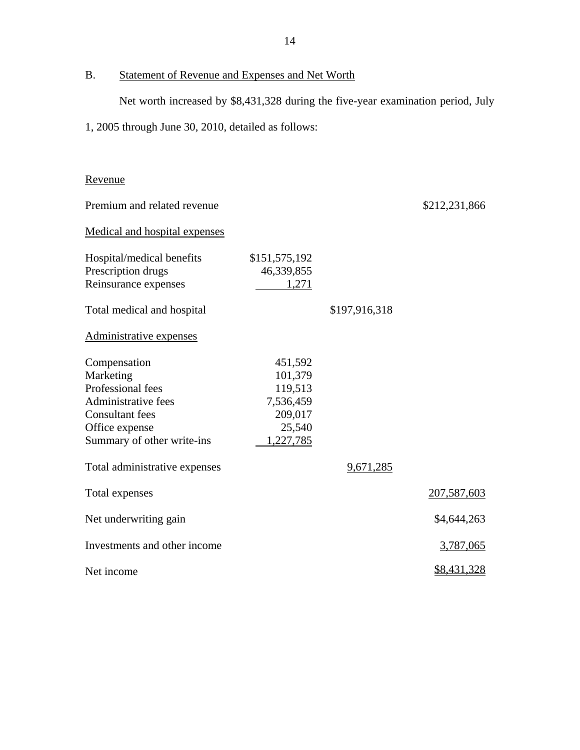## B. Statement of Revenue and Expenses and Net Worth

Net worth increased by $8,431,328 during the five-year examination period, July 1, 2005 through June 30, 2010, detailed as follows:

| | | | |
|---|---|---|---|
| Revenue | | | |
| Premium and related revenue | | | $212,231,866 |
| Medical and hospital expenses | | | |
| Hospital/medical benefits | $151,575,192 | | |
| Prescription drugs | 46,339,855 | | |
| Reinsurance expenses | 1,271 | | |
| Total medical and hospital | | $197,916,318 | |
| Administrative expenses | | | |
| Compensation | 451,592 | | |
| Marketing | 101,379 | | |
| Professional fees | 119,513 | | |
| Administrative fees | 7,536,459 | | |
| Consultant fees | 209,017 | | |
| Office expense | 25,540 | | |
| Summary of other write-ins | 1,227,785 | | |
| Total administrative expenses | | 9,671,285 | |
| Total expenses | | | 207,587,603 |
| Net underwriting gain | | | $4,644,263 |
| Investments and other income | | | 3,787,065 |
| Net income | | | $8,431,328 |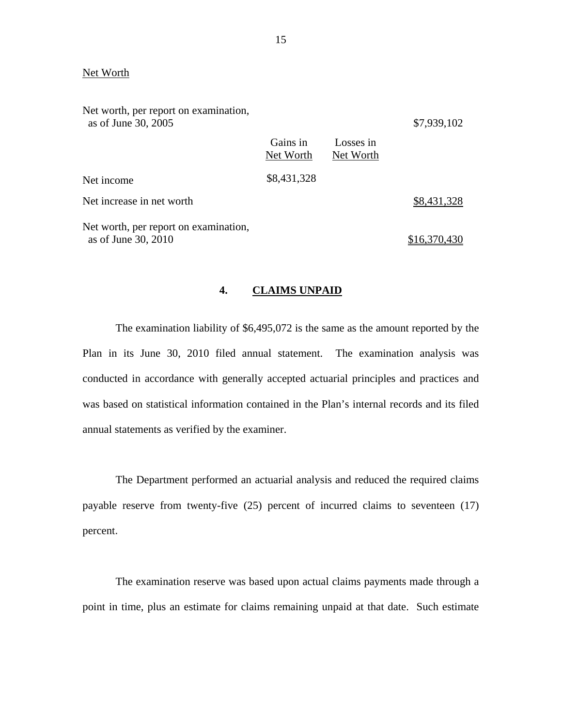Net Worth

| | Gains in Net Worth | Losses in Net Worth | |
|---|---|---|---|
| Net worth, per report on examination, as of June 30, 2005 | | | $7,939,102 |
| Net income | $8,431,328 | | |
| Net increase in net worth | | | $8,431,328 |
| Net worth, per report on examination, as of June 30, 2010 | | | $16,370,430 |

## 4. CLAIMS UNPAID

The examination liability of $6,495,072 is the same as the amount reported by the Plan in its June 30, 2010 filed annual statement. The examination analysis was conducted in accordance with generally accepted actuarial principles and practices and was based on statistical information contained in the Plan's internal records and its filed annual statements as verified by the examiner.

The Department performed an actuarial analysis and reduced the required claims payable reserve from twenty-five (25) percent of incurred claims to seventeen (17) percent.

The examination reserve was based upon actual claims payments made through a point in time, plus an estimate for claims remaining unpaid at that date. Such estimate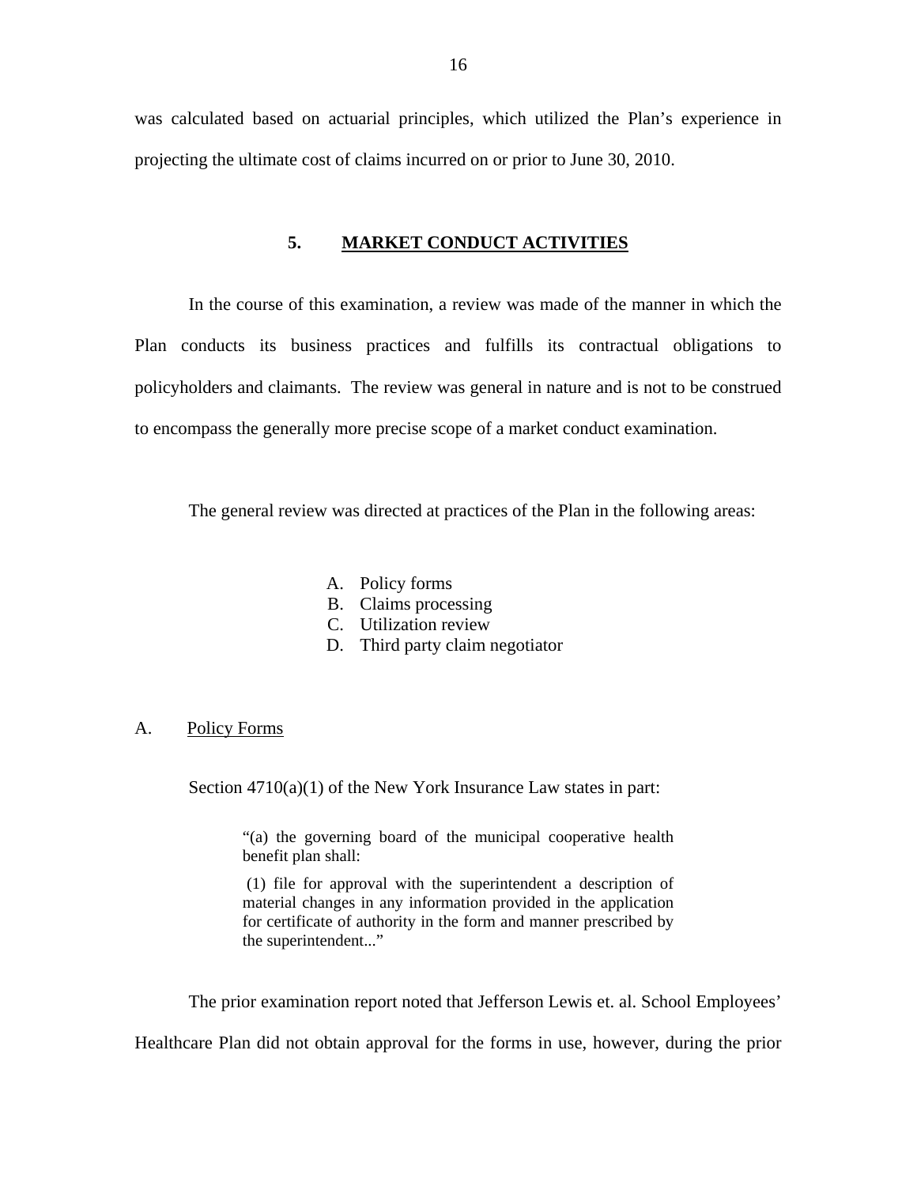was calculated based on actuarial principles, which utilized the Plan's experience in projecting the ultimate cost of claims incurred on or prior to June 30, 2010.

## 5. MARKET CONDUCT ACTIVITIES

In the course of this examination, a review was made of the manner in which the Plan conducts its business practices and fulfills its contractual obligations to policyholders and claimants. The review was general in nature and is not to be construed to encompass the generally more precise scope of a market conduct examination.

The general review was directed at practices of the Plan in the following areas:

A. Policy forms
B. Claims processing
C. Utilization review
D. Third party claim negotiator

### A. Policy Forms

Section 4710(a)(1) of the New York Insurance Law states in part:

> "(a) the governing board of the municipal cooperative health benefit plan shall:
>
> (1) file for approval with the superintendent a description of material changes in any information provided in the application for certificate of authority in the form and manner prescribed by the superintendent..."

The prior examination report noted that Jefferson Lewis et. al. School Employees' Healthcare Plan did not obtain approval for the forms in use, however, during the prior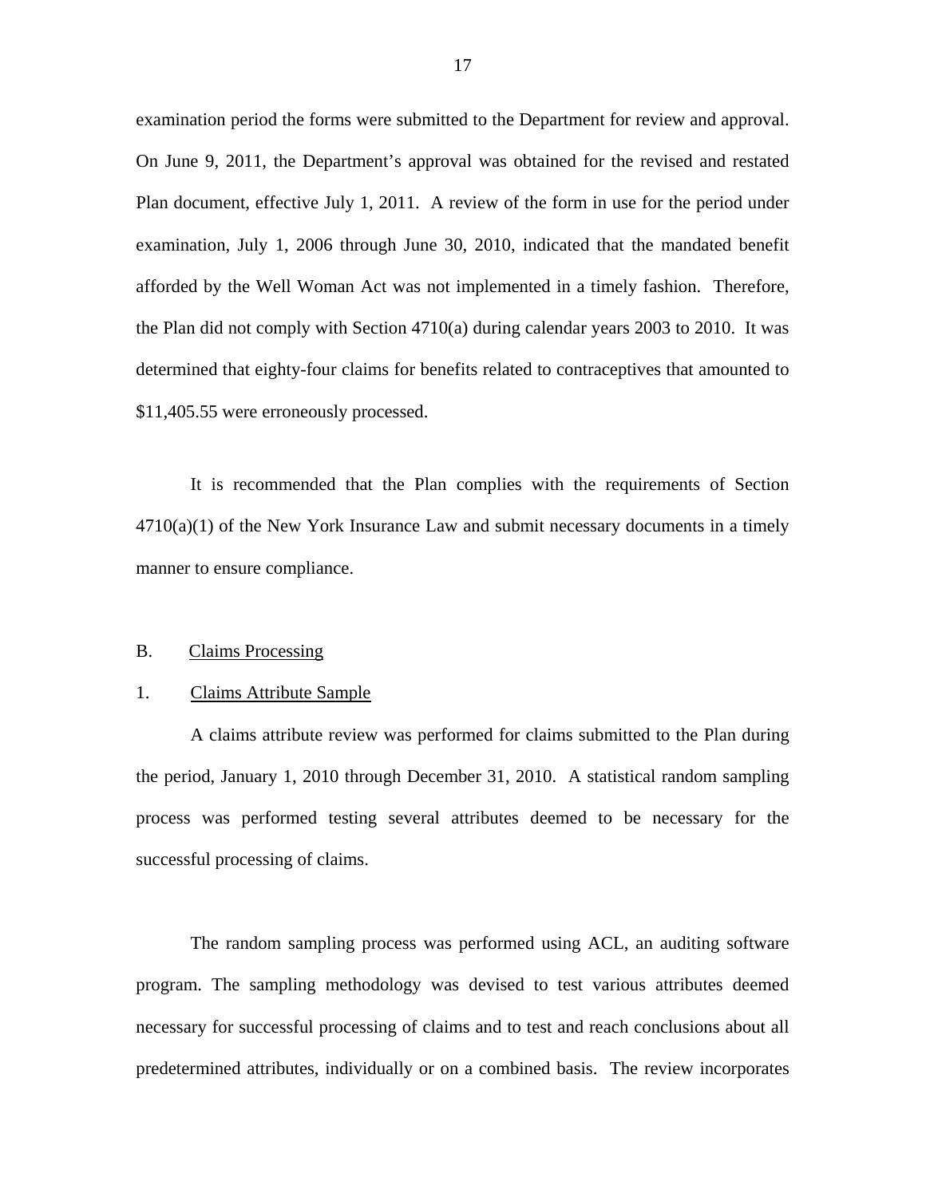examination period the forms were submitted to the Department for review and approval. On June 9, 2011, the Department's approval was obtained for the revised and restated Plan document, effective July 1, 2011. A review of the form in use for the period under examination, July 1, 2006 through June 30, 2010, indicated that the mandated benefit afforded by the Well Woman Act was not implemented in a timely fashion. Therefore, the Plan did not comply with Section 4710(a) during calendar years 2003 to 2010. It was determined that eighty-four claims for benefits related to contraceptives that amounted to $11,405.55 were erroneously processed.

It is recommended that the Plan complies with the requirements of Section 4710(a)(1) of the New York Insurance Law and submit necessary documents in a timely manner to ensure compliance.

B. Claims Processing

1. Claims Attribute Sample

A claims attribute review was performed for claims submitted to the Plan during the period, January 1, 2010 through December 31, 2010. A statistical random sampling process was performed testing several attributes deemed to be necessary for the successful processing of claims.

The random sampling process was performed using ACL, an auditing software program. The sampling methodology was devised to test various attributes deemed necessary for successful processing of claims and to test and reach conclusions about all predetermined attributes, individually or on a combined basis. The review incorporates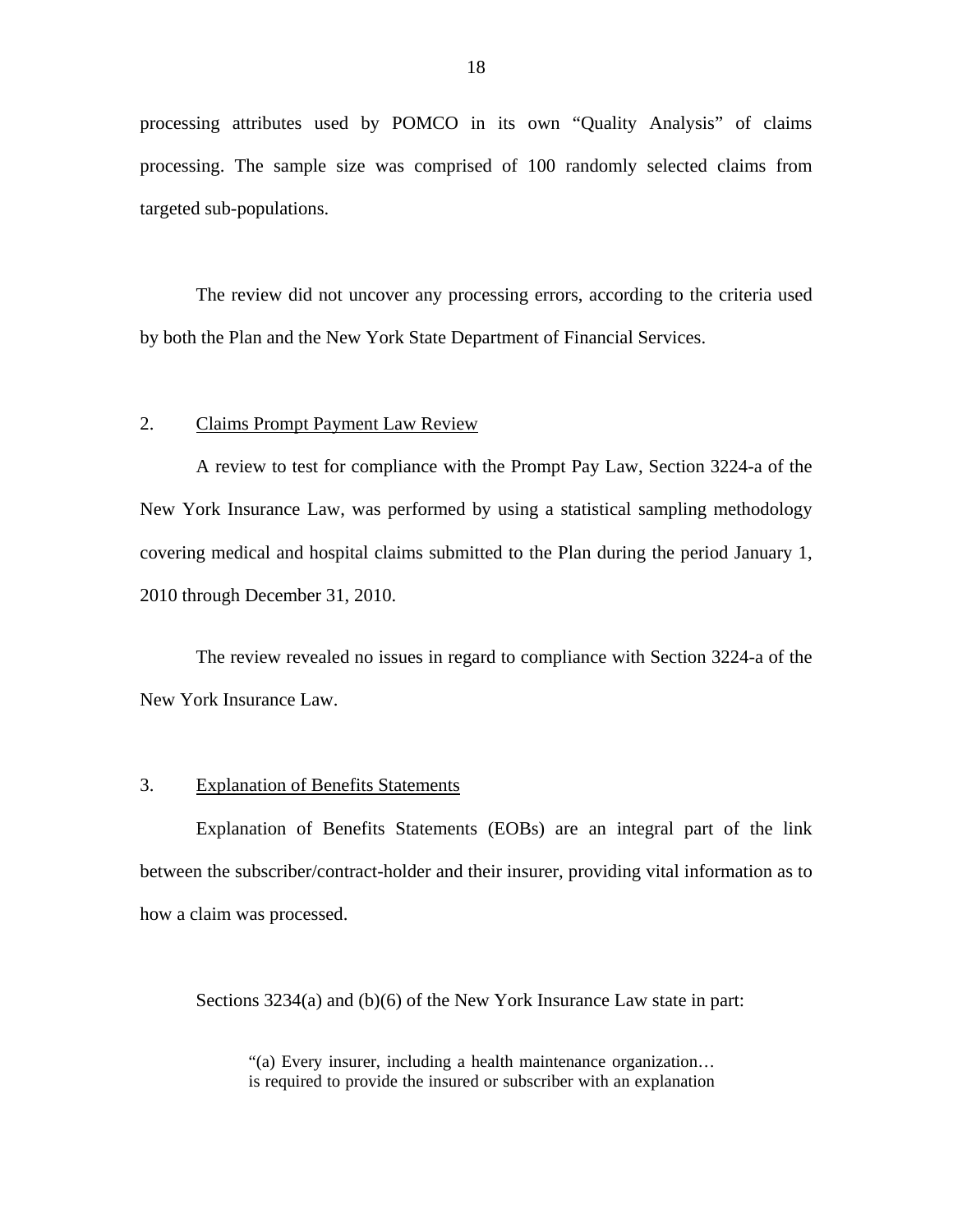processing attributes used by POMCO in its own "Quality Analysis" of claims processing. The sample size was comprised of 100 randomly selected claims from targeted sub-populations.

The review did not uncover any processing errors, according to the criteria used by both the Plan and the New York State Department of Financial Services.

## 2. Claims Prompt Payment Law Review

A review to test for compliance with the Prompt Pay Law, Section 3224-a of the New York Insurance Law, was performed by using a statistical sampling methodology covering medical and hospital claims submitted to the Plan during the period January 1, 2010 through December 31, 2010.

The review revealed no issues in regard to compliance with Section 3224-a of the New York Insurance Law.

## 3. Explanation of Benefits Statements

Explanation of Benefits Statements (EOBs) are an integral part of the link between the subscriber/contract-holder and their insurer, providing vital information as to how a claim was processed.

Sections 3234(a) and (b)(6) of the New York Insurance Law state in part:

> "(a) Every insurer, including a health maintenance organization… is required to provide the insured or subscriber with an explanation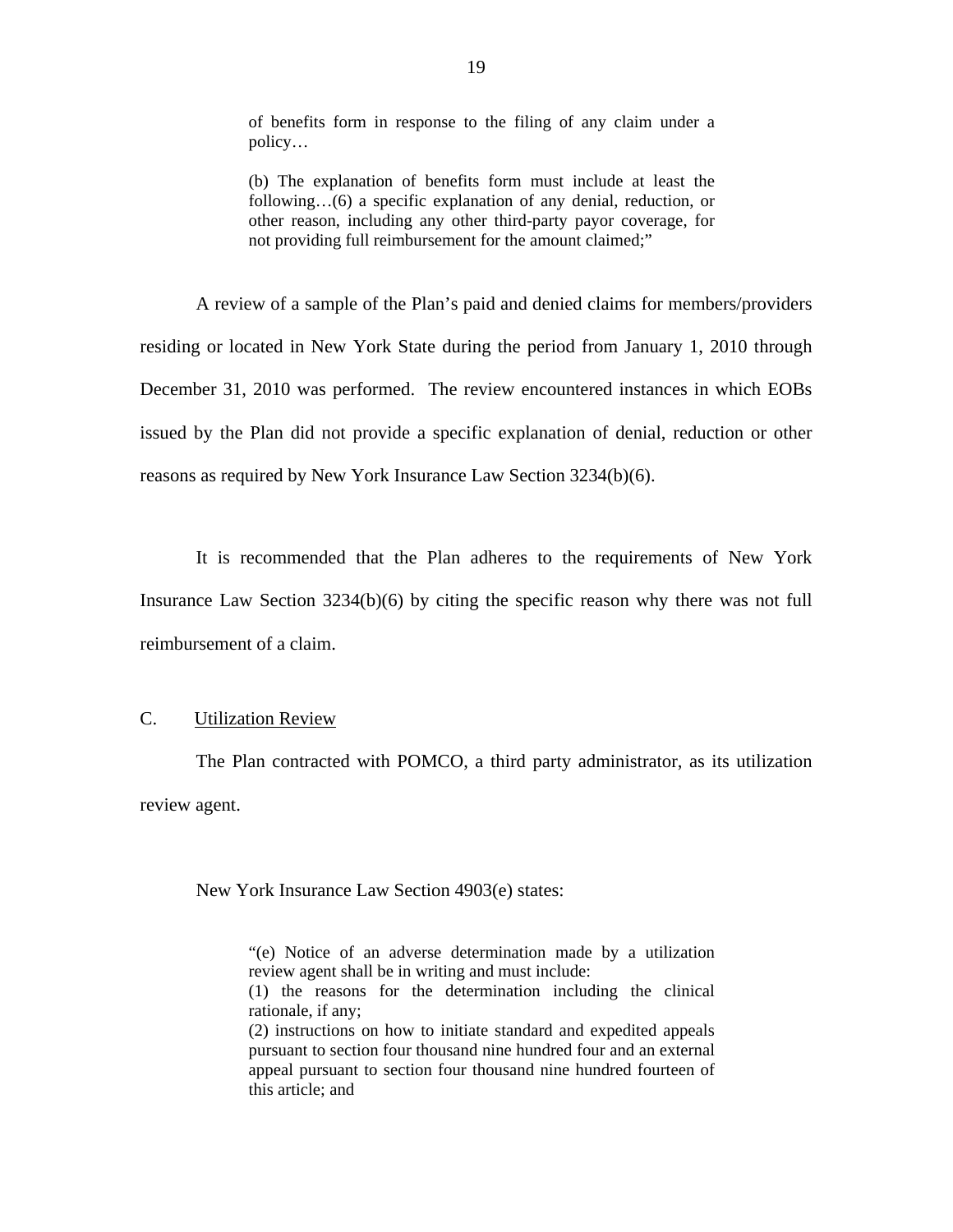> of benefits form in response to the filing of any claim under a policy…
>
> (b) The explanation of benefits form must include at least the following…(6) a specific explanation of any denial, reduction, or other reason, including any other third-party payor coverage, for not providing full reimbursement for the amount claimed;"

A review of a sample of the Plan's paid and denied claims for members/providers residing or located in New York State during the period from January 1, 2010 through December 31, 2010 was performed. The review encountered instances in which EOBs issued by the Plan did not provide a specific explanation of denial, reduction or other reasons as required by New York Insurance Law Section 3234(b)(6).

It is recommended that the Plan adheres to the requirements of New York Insurance Law Section 3234(b)(6) by citing the specific reason why there was not full reimbursement of a claim.

## C. Utilization Review

The Plan contracted with POMCO, a third party administrator, as its utilization review agent.

New York Insurance Law Section 4903(e) states:

> "(e) Notice of an adverse determination made by a utilization review agent shall be in writing and must include:
> (1) the reasons for the determination including the clinical rationale, if any;
> (2) instructions on how to initiate standard and expedited appeals pursuant to section four thousand nine hundred four and an external appeal pursuant to section four thousand nine hundred fourteen of this article; and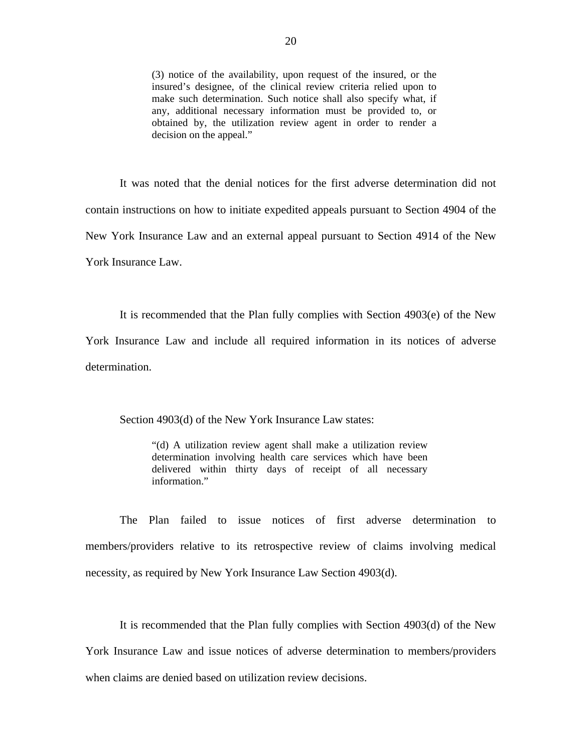> (3) notice of the availability, upon request of the insured, or the insured's designee, of the clinical review criteria relied upon to make such determination. Such notice shall also specify what, if any, additional necessary information must be provided to, or obtained by, the utilization review agent in order to render a decision on the appeal."

It was noted that the denial notices for the first adverse determination did not contain instructions on how to initiate expedited appeals pursuant to Section 4904 of the New York Insurance Law and an external appeal pursuant to Section 4914 of the New York Insurance Law.

It is recommended that the Plan fully complies with Section 4903(e) of the New York Insurance Law and include all required information in its notices of adverse determination.

Section 4903(d) of the New York Insurance Law states:

> "(d) A utilization review agent shall make a utilization review determination involving health care services which have been delivered within thirty days of receipt of all necessary information."

The Plan failed to issue notices of first adverse determination to members/providers relative to its retrospective review of claims involving medical necessity, as required by New York Insurance Law Section 4903(d).

It is recommended that the Plan fully complies with Section 4903(d) of the New York Insurance Law and issue notices of adverse determination to members/providers when claims are denied based on utilization review decisions.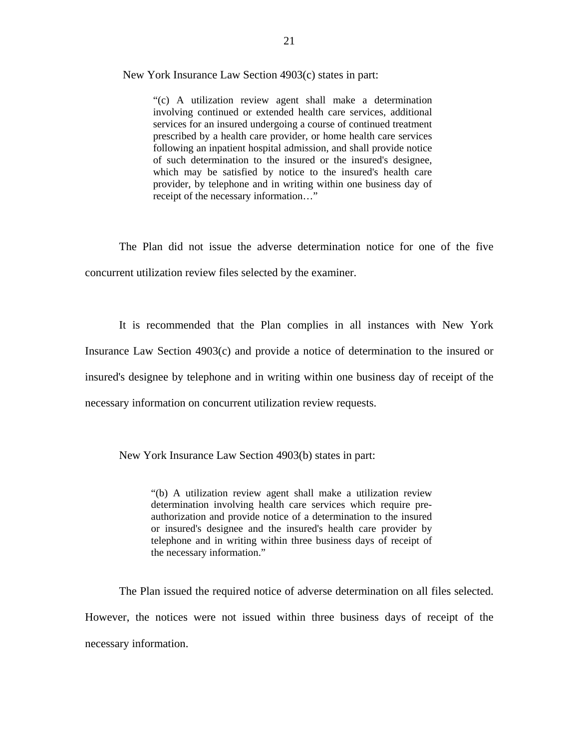New York Insurance Law Section 4903(c) states in part:

> "(c) A utilization review agent shall make a determination involving continued or extended health care services, additional services for an insured undergoing a course of continued treatment prescribed by a health care provider, or home health care services following an inpatient hospital admission, and shall provide notice of such determination to the insured or the insured's designee, which may be satisfied by notice to the insured's health care provider, by telephone and in writing within one business day of receipt of the necessary information…"

The Plan did not issue the adverse determination notice for one of the five concurrent utilization review files selected by the examiner.

It is recommended that the Plan complies in all instances with New York Insurance Law Section 4903(c) and provide a notice of determination to the insured or insured's designee by telephone and in writing within one business day of receipt of the necessary information on concurrent utilization review requests.

New York Insurance Law Section 4903(b) states in part:

> "(b) A utilization review agent shall make a utilization review determination involving health care services which require pre-authorization and provide notice of a determination to the insured or insured's designee and the insured's health care provider by telephone and in writing within three business days of receipt of the necessary information."

The Plan issued the required notice of adverse determination on all files selected. However, the notices were not issued within three business days of receipt of the necessary information.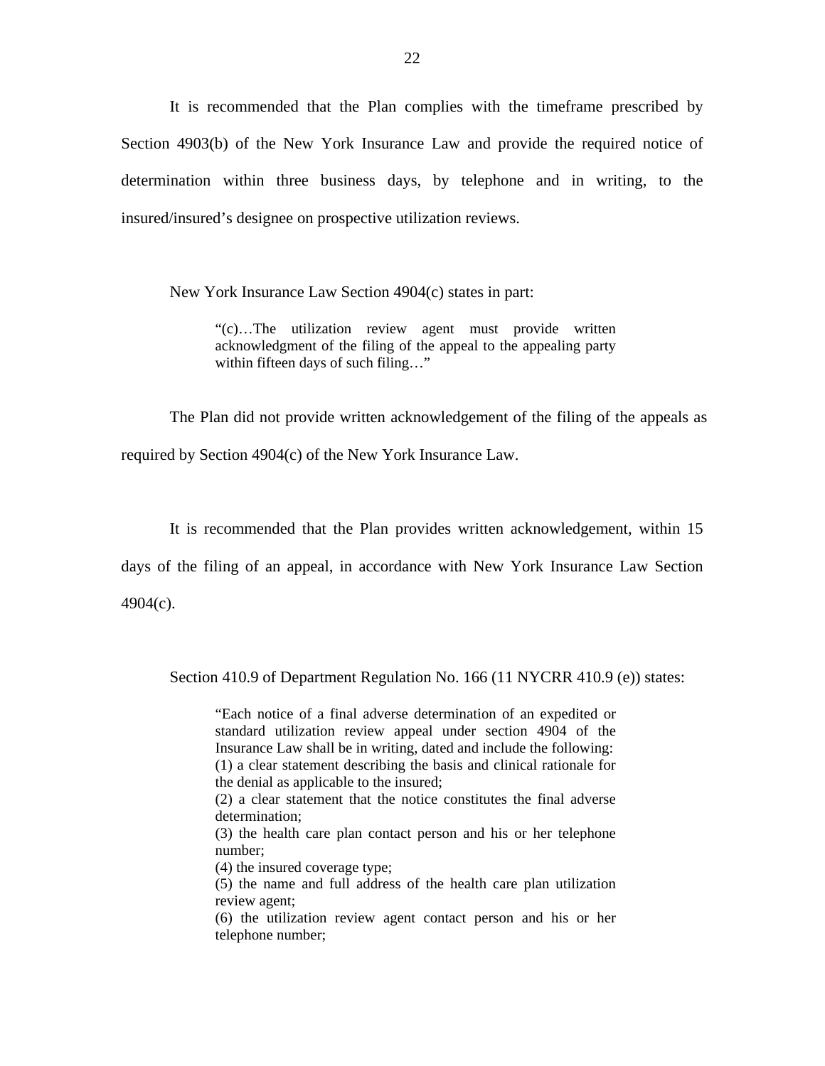It is recommended that the Plan complies with the timeframe prescribed by Section 4903(b) of the New York Insurance Law and provide the required notice of determination within three business days, by telephone and in writing, to the insured/insured's designee on prospective utilization reviews.

New York Insurance Law Section 4904(c) states in part:

> "(c)…The utilization review agent must provide written acknowledgment of the filing of the appeal to the appealing party within fifteen days of such filing…"

The Plan did not provide written acknowledgement of the filing of the appeals as required by Section 4904(c) of the New York Insurance Law.

It is recommended that the Plan provides written acknowledgement, within 15 days of the filing of an appeal, in accordance with New York Insurance Law Section 4904(c).

Section 410.9 of Department Regulation No. 166 (11 NYCRR 410.9 (e)) states:

> "Each notice of a final adverse determination of an expedited or standard utilization review appeal under section 4904 of the Insurance Law shall be in writing, dated and include the following:
> (1) a clear statement describing the basis and clinical rationale for the denial as applicable to the insured;
> (2) a clear statement that the notice constitutes the final adverse determination;
> (3) the health care plan contact person and his or her telephone number;
> (4) the insured coverage type;
> (5) the name and full address of the health care plan utilization review agent;
> (6) the utilization review agent contact person and his or her telephone number;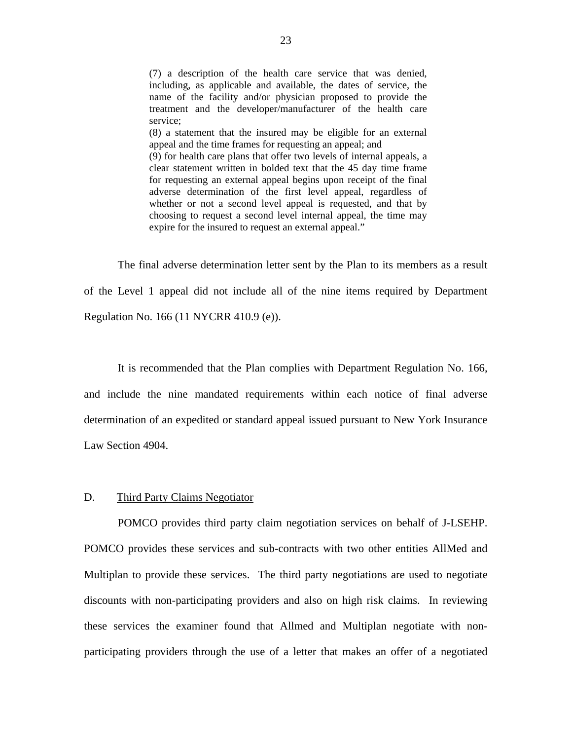> (7) a description of the health care service that was denied, including, as applicable and available, the dates of service, the name of the facility and/or physician proposed to provide the treatment and the developer/manufacturer of the health care service;
>
> (8) a statement that the insured may be eligible for an external appeal and the time frames for requesting an appeal; and
>
> (9) for health care plans that offer two levels of internal appeals, a clear statement written in bolded text that the 45 day time frame for requesting an external appeal begins upon receipt of the final adverse determination of the first level appeal, regardless of whether or not a second level appeal is requested, and that by choosing to request a second level internal appeal, the time may expire for the insured to request an external appeal."

The final adverse determination letter sent by the Plan to its members as a result of the Level 1 appeal did not include all of the nine items required by Department Regulation No. 166 (11 NYCRR 410.9 (e)).

It is recommended that the Plan complies with Department Regulation No. 166, and include the nine mandated requirements within each notice of final adverse determination of an expedited or standard appeal issued pursuant to New York Insurance Law Section 4904.

## D. Third Party Claims Negotiator

POMCO provides third party claim negotiation services on behalf of J-LSEHP. POMCO provides these services and sub-contracts with two other entities AllMed and Multiplan to provide these services. The third party negotiations are used to negotiate discounts with non-participating providers and also on high risk claims. In reviewing these services the examiner found that Allmed and Multiplan negotiate with non-participating providers through the use of a letter that makes an offer of a negotiated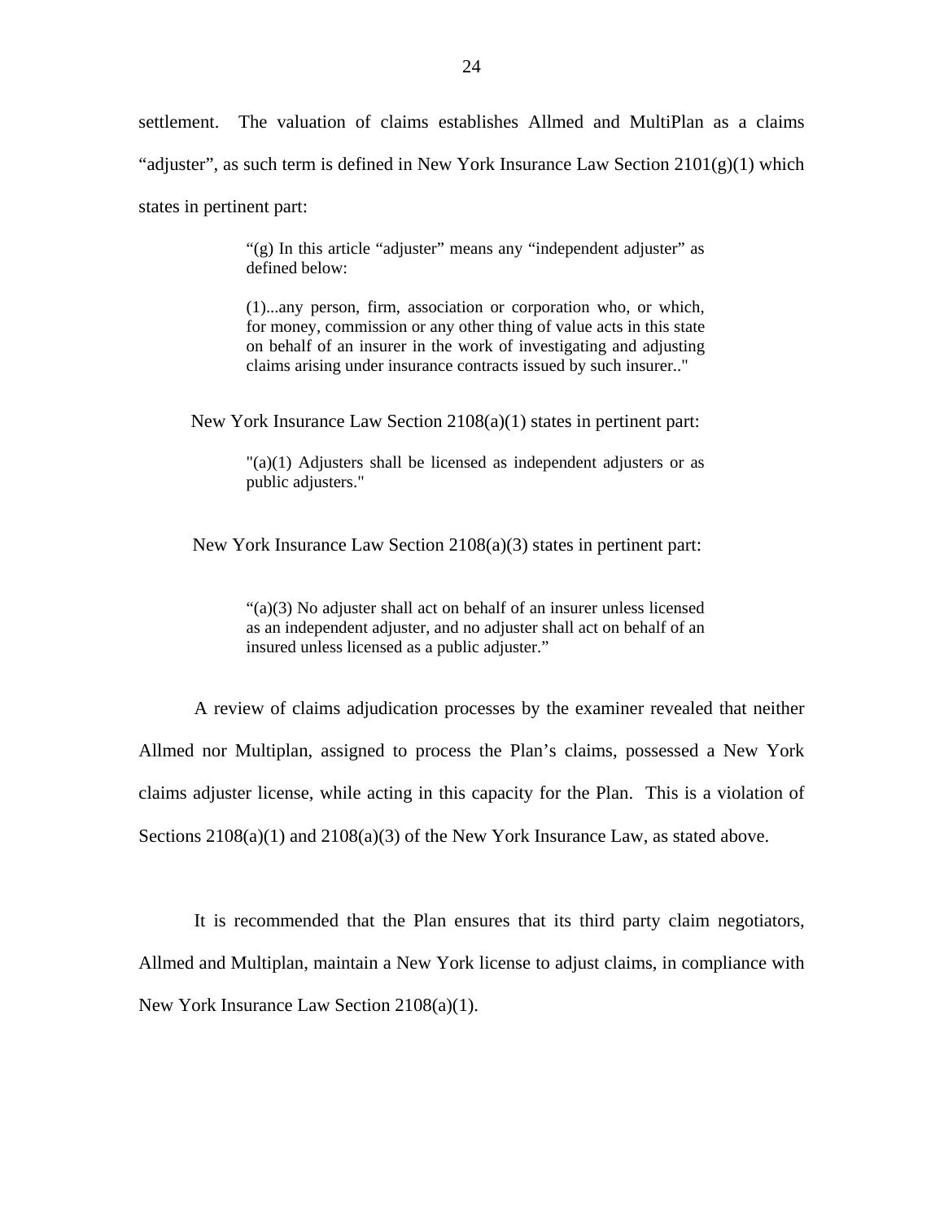settlement. The valuation of claims establishes Allmed and MultiPlan as a claims "adjuster", as such term is defined in New York Insurance Law Section 2101(g)(1) which states in pertinent part:

> "(g) In this article "adjuster" means any "independent adjuster" as defined below:
>
> (1)...any person, firm, association or corporation who, or which, for money, commission or any other thing of value acts in this state on behalf of an insurer in the work of investigating and adjusting claims arising under insurance contracts issued by such insurer.."

New York Insurance Law Section 2108(a)(1) states in pertinent part:

> "(a)(1) Adjusters shall be licensed as independent adjusters or as public adjusters."

New York Insurance Law Section 2108(a)(3) states in pertinent part:

> "(a)(3) No adjuster shall act on behalf of an insurer unless licensed as an independent adjuster, and no adjuster shall act on behalf of an insured unless licensed as a public adjuster."

A review of claims adjudication processes by the examiner revealed that neither Allmed nor Multiplan, assigned to process the Plan's claims, possessed a New York claims adjuster license, while acting in this capacity for the Plan. This is a violation of Sections 2108(a)(1) and 2108(a)(3) of the New York Insurance Law, as stated above.

It is recommended that the Plan ensures that its third party claim negotiators, Allmed and Multiplan, maintain a New York license to adjust claims, in compliance with New York Insurance Law Section 2108(a)(1).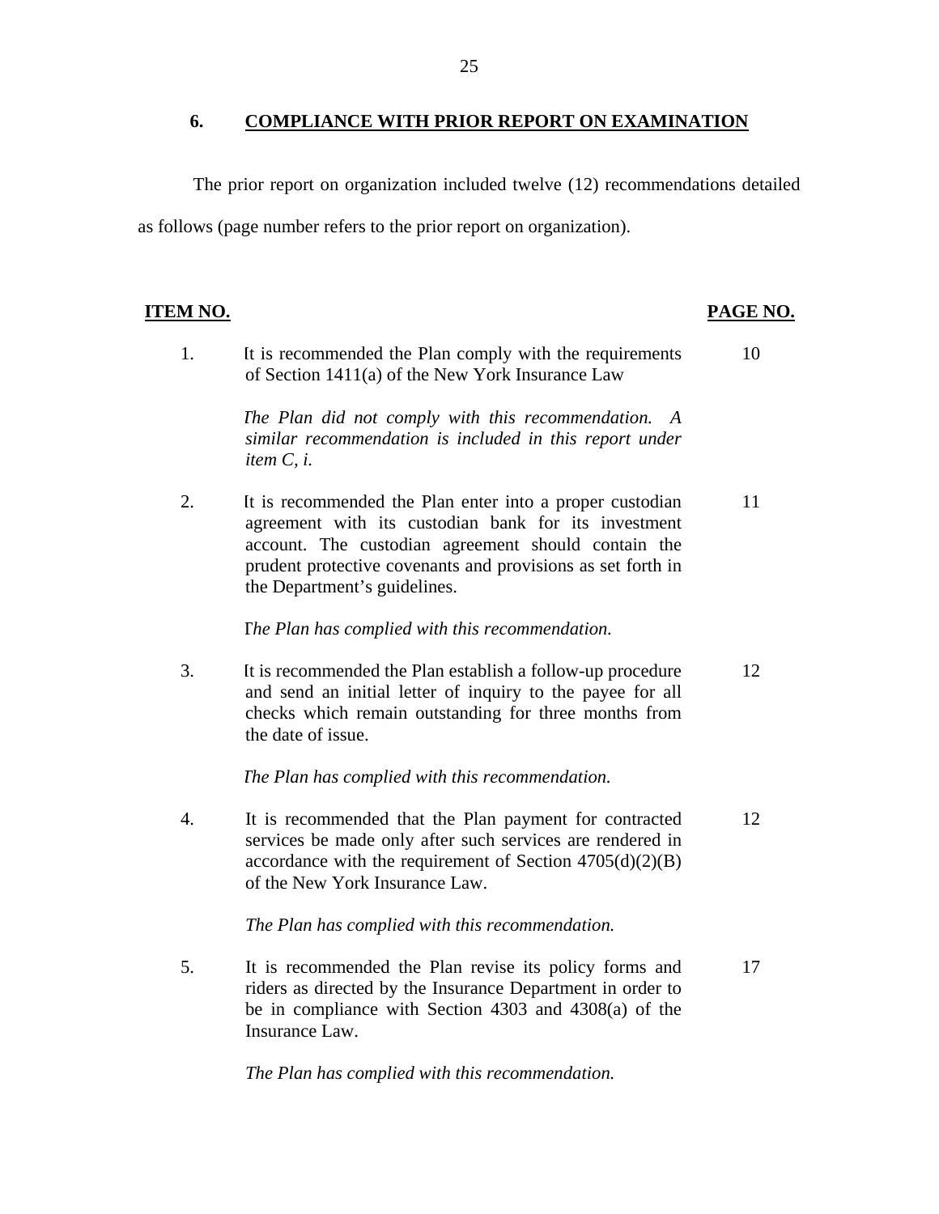## 6. COMPLIANCE WITH PRIOR REPORT ON EXAMINATION

The prior report on organization included twelve (12) recommendations detailed as follows (page number refers to the prior report on organization).

| ITEM NO. | | PAGE NO. |
|---|---|---|
| 1. | It is recommended the Plan comply with the requirements of Section 1411(a) of the New York Insurance Law<br><br>*The Plan did not comply with this recommendation. A similar recommendation is included in this report under item C, i.* | 10 |
| 2. | It is recommended the Plan enter into a proper custodian agreement with its custodian bank for its investment account. The custodian agreement should contain the prudent protective covenants and provisions as set forth in the Department's guidelines.<br><br>*The Plan has complied with this recommendation.* | 11 |
| 3. | It is recommended the Plan establish a follow-up procedure and send an initial letter of inquiry to the payee for all checks which remain outstanding for three months from the date of issue.<br><br>*The Plan has complied with this recommendation.* | 12 |
| 4. | It is recommended that the Plan payment for contracted services be made only after such services are rendered in accordance with the requirement of Section 4705(d)(2)(B) of the New York Insurance Law.<br><br>*The Plan has complied with this recommendation.* | 12 |
| 5. | It is recommended the Plan revise its policy forms and riders as directed by the Insurance Department in order to be in compliance with Section 4303 and 4308(a) of the Insurance Law.<br><br>*The Plan has complied with this recommendation.* | 17 |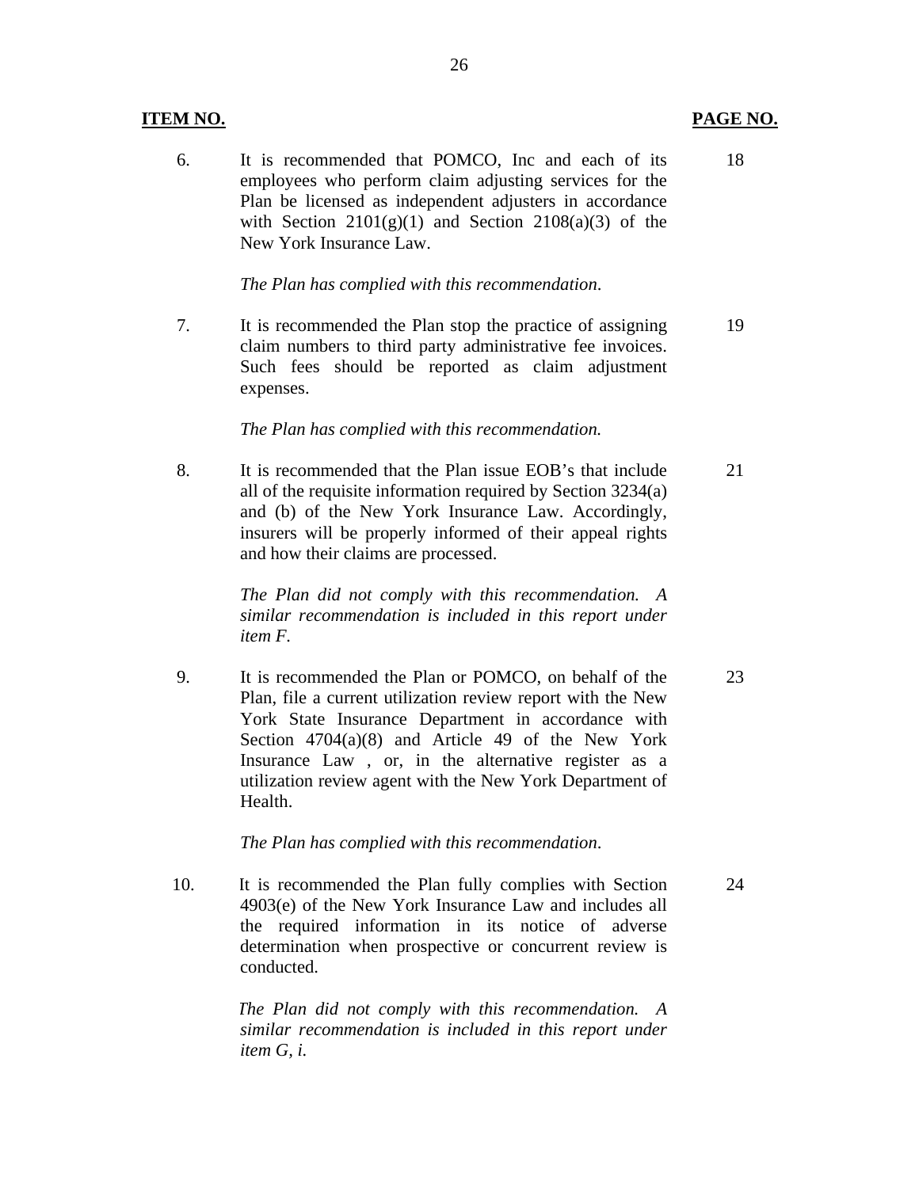| ITEM NO. | | PAGE NO. |
|---|---|---|
| 6. | It is recommended that POMCO, Inc and each of its employees who perform claim adjusting services for the Plan be licensed as independent adjusters in accordance with Section 2101(g)(1) and Section 2108(a)(3) of the New York Insurance Law.<br><br>*The Plan has complied with this recommendation.* | 18 |
| 7. | It is recommended the Plan stop the practice of assigning claim numbers to third party administrative fee invoices. Such fees should be reported as claim adjustment expenses.<br><br>*The Plan has complied with this recommendation.* | 19 |
| 8. | It is recommended that the Plan issue EOB's that include all of the requisite information required by Section 3234(a) and (b) of the New York Insurance Law. Accordingly, insurers will be properly informed of their appeal rights and how their claims are processed.<br><br>*The Plan did not comply with this recommendation. A similar recommendation is included in this report under item F.* | 21 |
| 9. | It is recommended the Plan or POMCO, on behalf of the Plan, file a current utilization review report with the New York State Insurance Department in accordance with Section 4704(a)(8) and Article 49 of the New York Insurance Law , or, in the alternative register as a utilization review agent with the New York Department of Health.<br><br>*The Plan has complied with this recommendation.* | 23 |
| 10. | It is recommended the Plan fully complies with Section 4903(e) of the New York Insurance Law and includes all the required information in its notice of adverse determination when prospective or concurrent review is conducted.<br><br>*The Plan did not comply with this recommendation. A similar recommendation is included in this report under item G, i.* | 24 |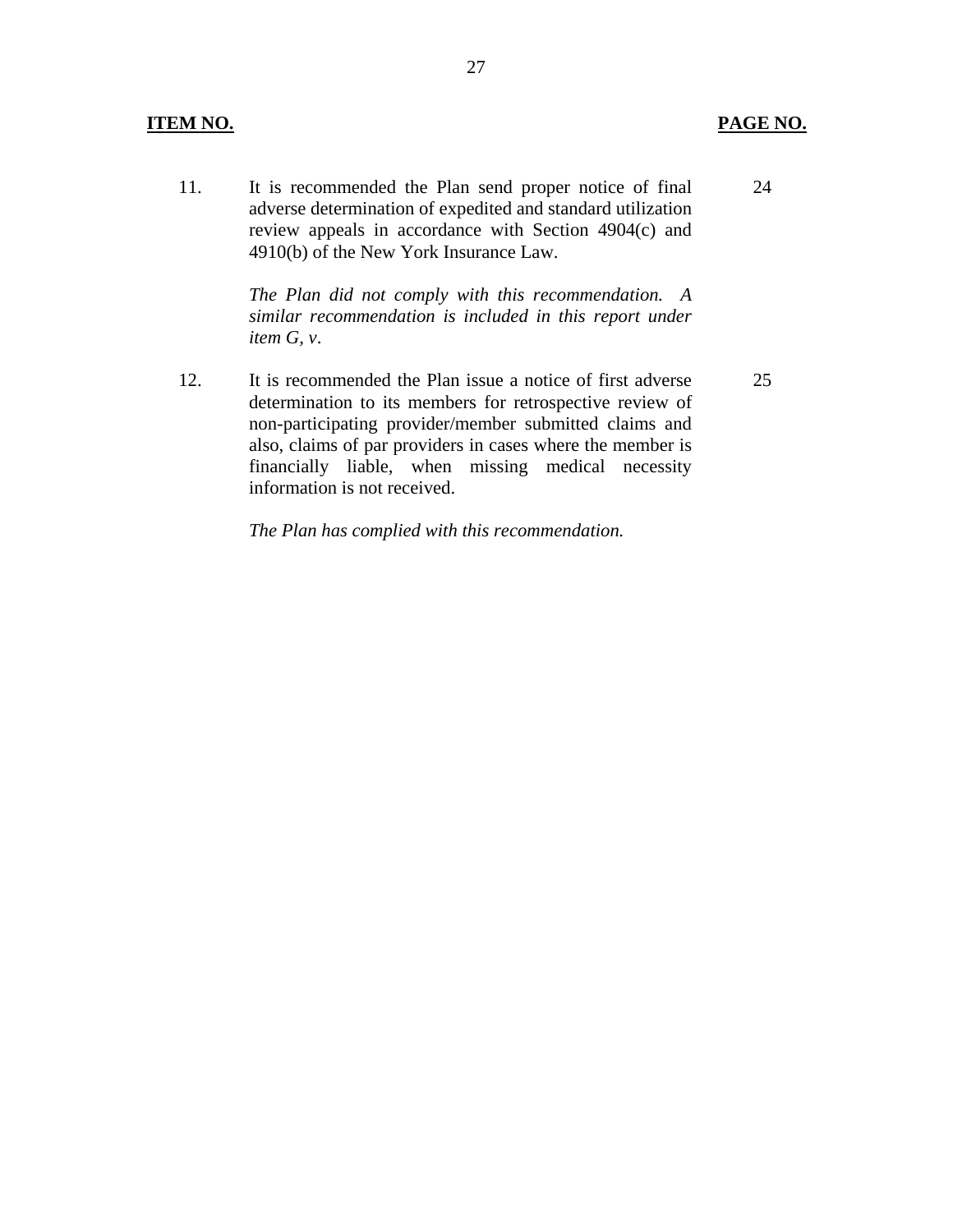| ITEM NO. | | PAGE NO. |
|---|---|---|
| 11. | It is recommended the Plan send proper notice of final adverse determination of expedited and standard utilization review appeals in accordance with Section 4904(c) and 4910(b) of the New York Insurance Law.<br><br>*The Plan did not comply with this recommendation. A similar recommendation is included in this report under item G, v.* | 24 |
| 12. | It is recommended the Plan issue a notice of first adverse determination to its members for retrospective review of non-participating provider/member submitted claims and also, claims of par providers in cases where the member is financially liable, when missing medical necessity information is not received.<br><br>*The Plan has complied with this recommendation.* | 25 |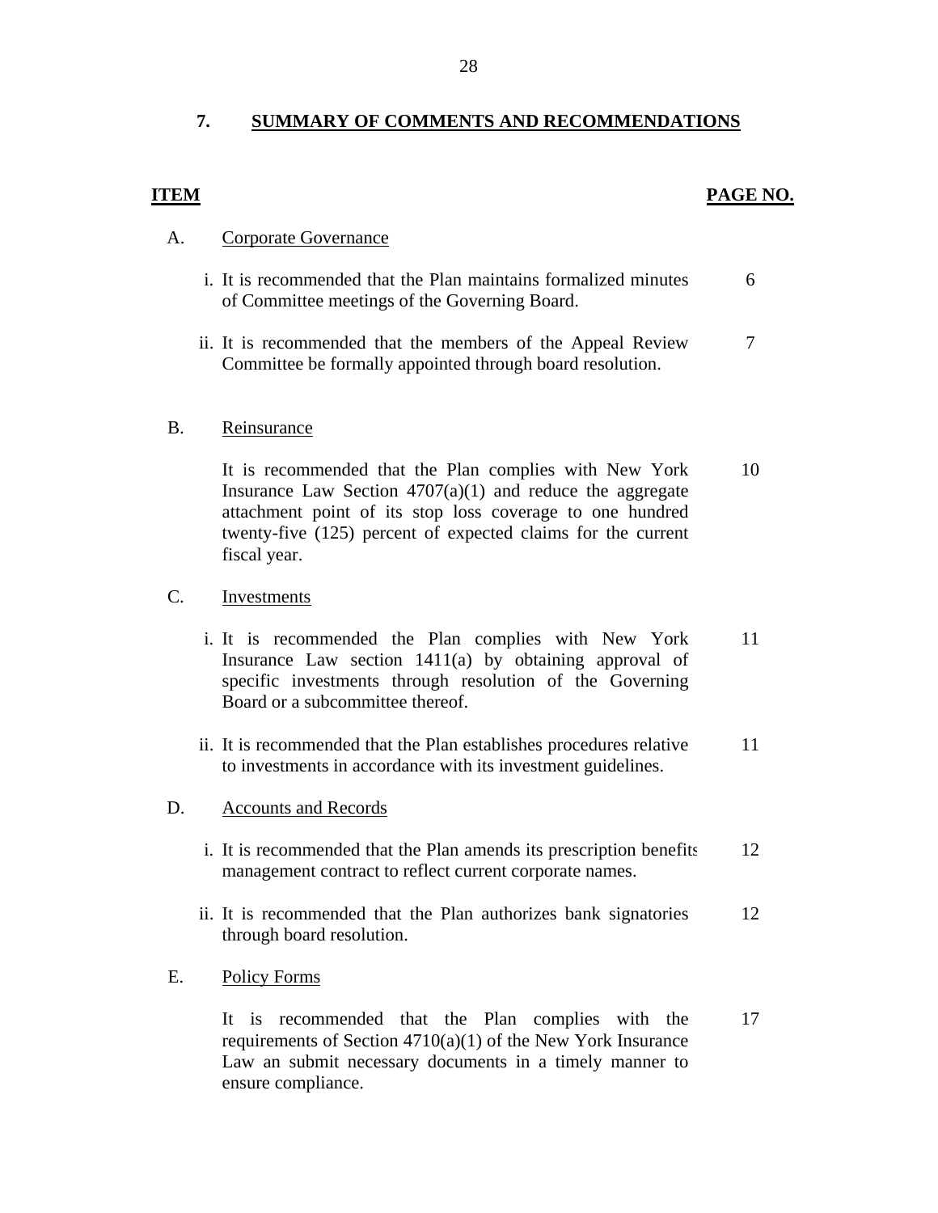## 7. SUMMARY OF COMMENTS AND RECOMMENDATIONS

| ITEM | | PAGE NO. |
|---|---|---|
| A. | Corporate Governance | |
| | i. It is recommended that the Plan maintains formalized minutes of Committee meetings of the Governing Board. | 6 |
| | ii. It is recommended that the members of the Appeal Review Committee be formally appointed through board resolution. | 7 |
| B. | Reinsurance | |
| | It is recommended that the Plan complies with New York Insurance Law Section 4707(a)(1) and reduce the aggregate attachment point of its stop loss coverage to one hundred twenty-five (125) percent of expected claims for the current fiscal year. | 10 |
| C. | Investments | |
| | i. It is recommended the Plan complies with New York Insurance Law section 1411(a) by obtaining approval of specific investments through resolution of the Governing Board or a subcommittee thereof. | 11 |
| | ii. It is recommended that the Plan establishes procedures relative to investments in accordance with its investment guidelines. | 11 |
| D. | Accounts and Records | |
| | i. It is recommended that the Plan amends its prescription benefits management contract to reflect current corporate names. | 12 |
| | ii. It is recommended that the Plan authorizes bank signatories through board resolution. | 12 |
| E. | Policy Forms | |
| | It is recommended that the Plan complies with the requirements of Section 4710(a)(1) of the New York Insurance Law an submit necessary documents in a timely manner to ensure compliance. | 17 |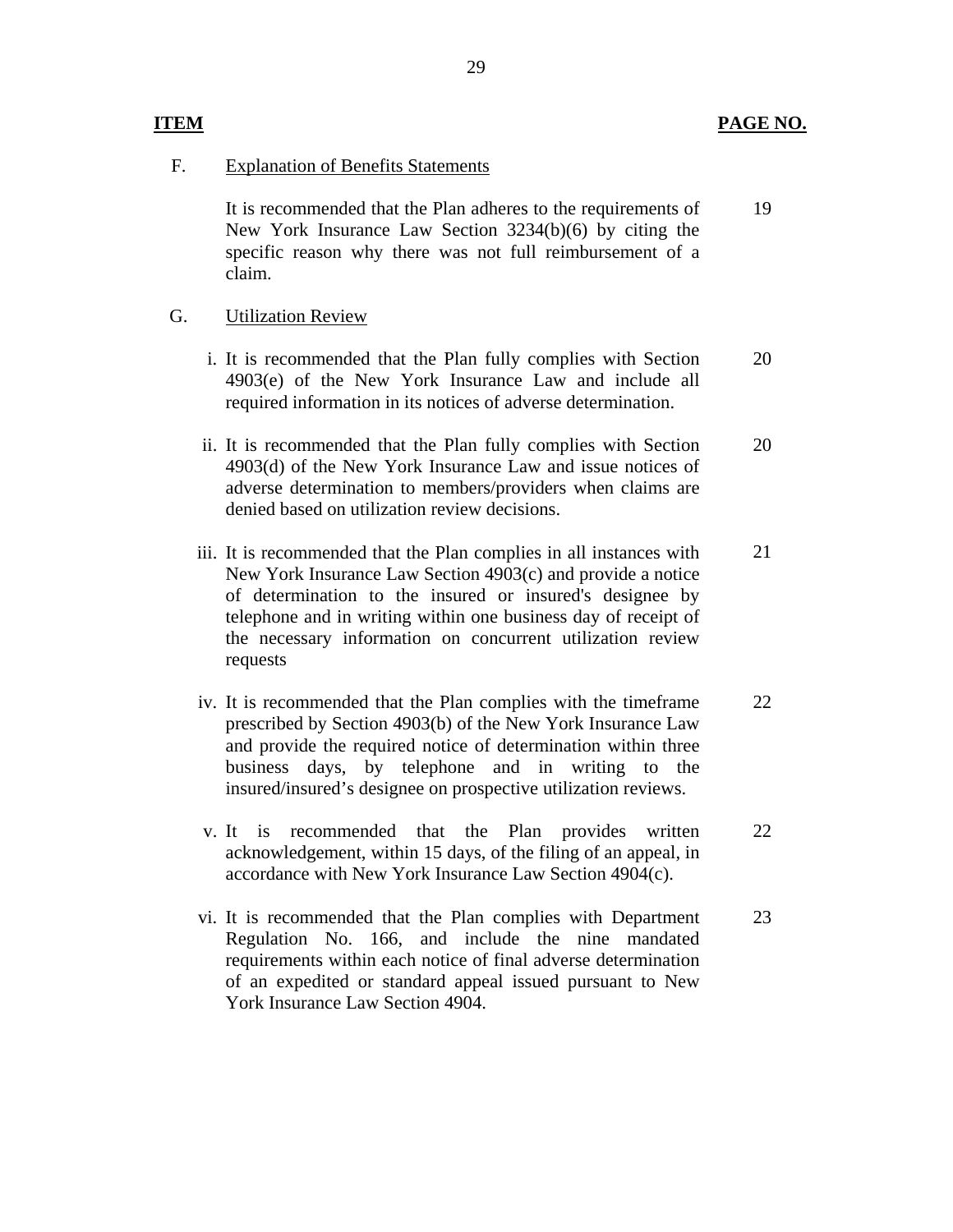| ITEM | | PAGE NO. |
|---|---|---|
| F. | Explanation of Benefits Statements | |
| | It is recommended that the Plan adheres to the requirements of New York Insurance Law Section 3234(b)(6) by citing the specific reason why there was not full reimbursement of a claim. | 19 |
| G. | Utilization Review | |
| | i. It is recommended that the Plan fully complies with Section 4903(e) of the New York Insurance Law and include all required information in its notices of adverse determination. | 20 |
| | ii. It is recommended that the Plan fully complies with Section 4903(d) of the New York Insurance Law and issue notices of adverse determination to members/providers when claims are denied based on utilization review decisions. | 20 |
| | iii. It is recommended that the Plan complies in all instances with New York Insurance Law Section 4903(c) and provide a notice of determination to the insured or insured's designee by telephone and in writing within one business day of receipt of the necessary information on concurrent utilization review requests | 21 |
| | iv. It is recommended that the Plan complies with the timeframe prescribed by Section 4903(b) of the New York Insurance Law and provide the required notice of determination within three business days, by telephone and in writing to the insured/insured's designee on prospective utilization reviews. | 22 |
| | v. It is recommended that the Plan provides written acknowledgement, within 15 days, of the filing of an appeal, in accordance with New York Insurance Law Section 4904(c). | 22 |
| | vi. It is recommended that the Plan complies with Department Regulation No. 166, and include the nine mandated requirements within each notice of final adverse determination of an expedited or standard appeal issued pursuant to New York Insurance Law Section 4904. | 23 |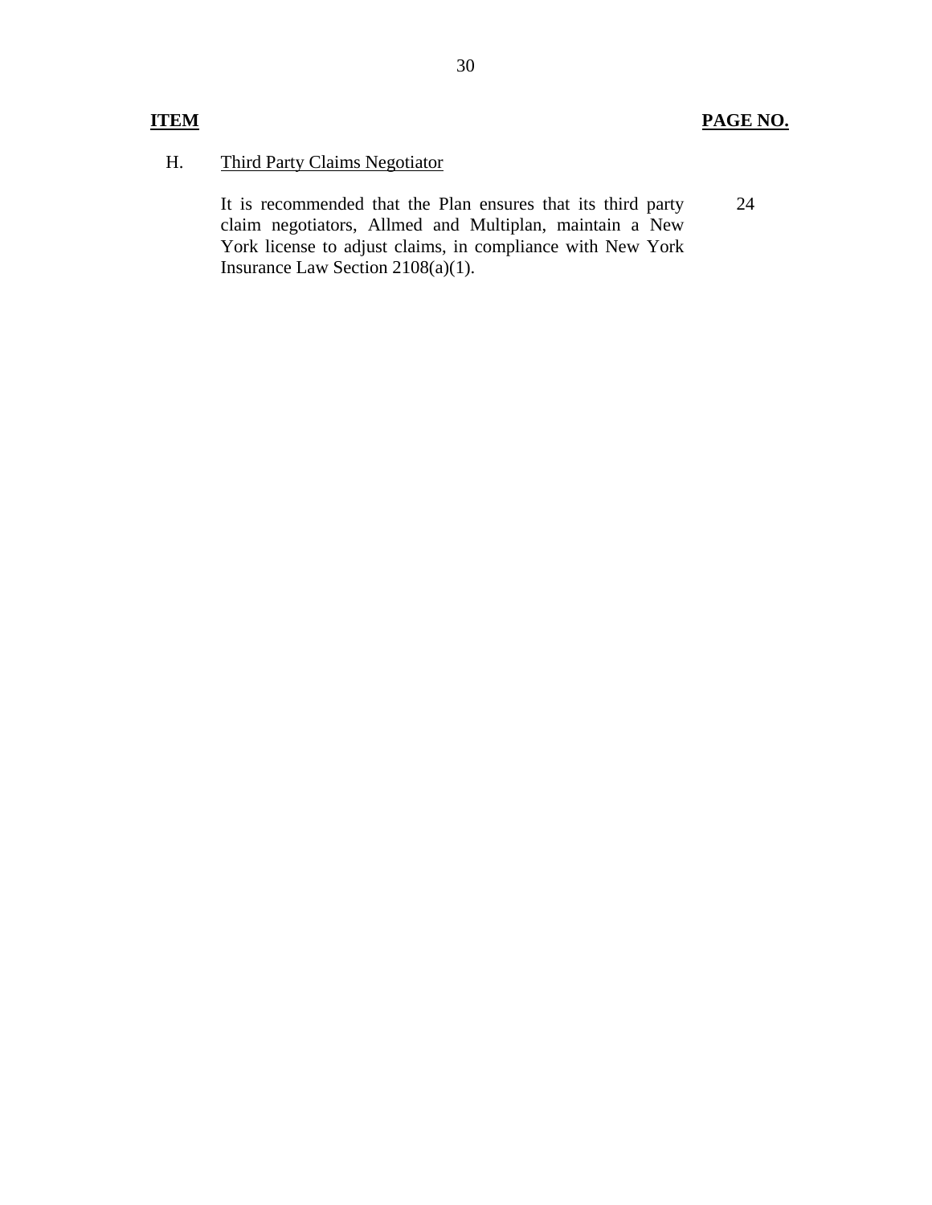| ITEM | | PAGE NO. |
|---|---|---|
| H. | Third Party Claims Negotiator | |
| | It is recommended that the Plan ensures that its third party claim negotiators, Allmed and Multiplan, maintain a New York license to adjust claims, in compliance with New York Insurance Law Section 2108(a)(1). | 24 |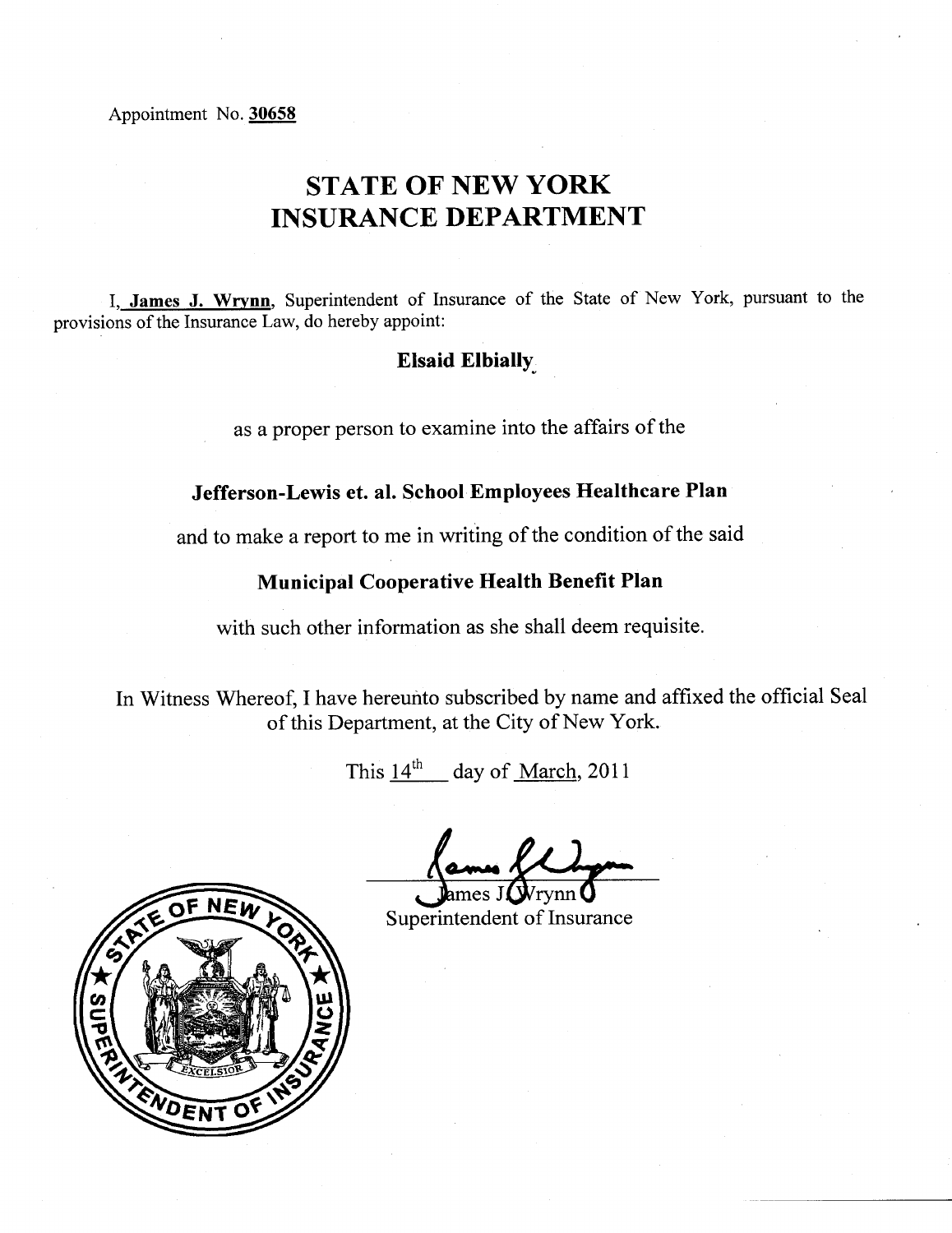Appointment No. **30658**

# STATE OF NEW YORK
# INSURANCE DEPARTMENT

I, **James J. Wrynn**, Superintendent of Insurance of the State of New York, pursuant to the provisions of the Insurance Law, do hereby appoint:

**Elsaid Elbially**

as a proper person to examine into the affairs of the

**Jefferson-Lewis et. al. School Employees Healthcare Plan**

and to make a report to me in writing of the condition of the said

**Municipal Cooperative Health Benefit Plan**

with such other information as she shall deem requisite.

In Witness Whereof, I have hereunto subscribed by name and affixed the official Seal of this Department, at the City of New York.

This 14th day of March, 2011

James J. Wrynn
Superintendent of Insurance

STATE OF NEW YORK ★ SUPERINTENDENT OF INSURANCE ★ EXCELSIOR